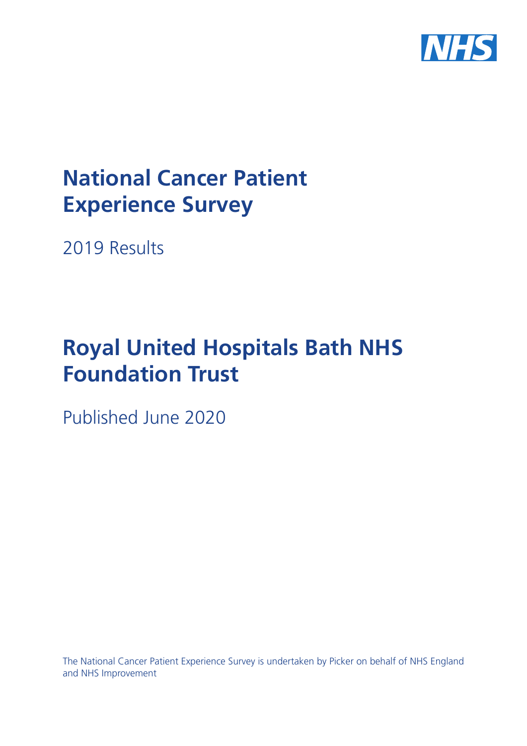# National Cancer Patient Experience Survey

2019 Results

# Royal United Hospitals Bath NHS Foundation Trust

Published June 2020

The National Cancer Patient Experience Survey is undertaken by Picker on behalf of NHS England and NHS Improvement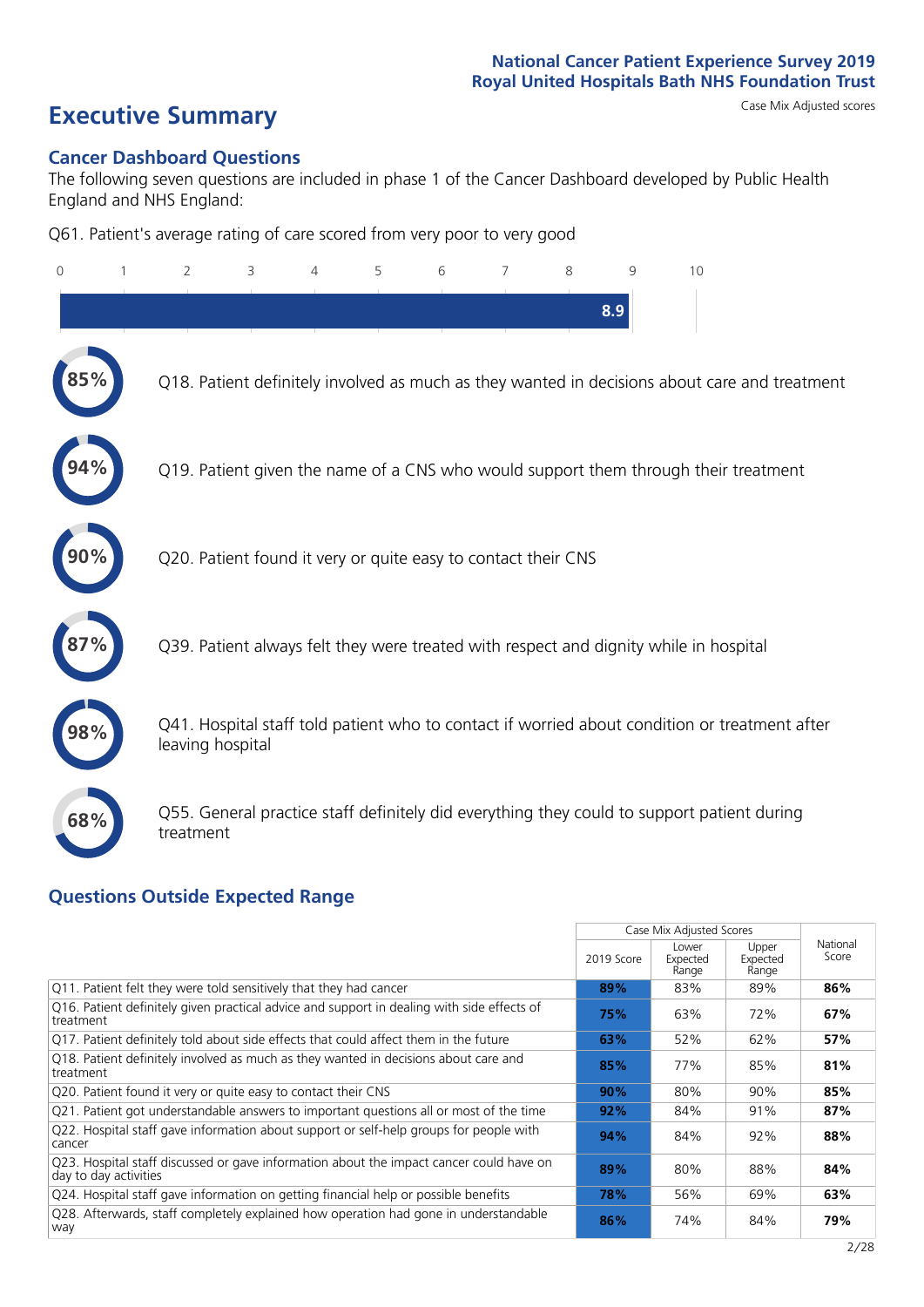National Cancer Patient Experience Survey 2019
Royal United Hospitals Bath NHS Foundation Trust

# Executive Summary

Case Mix Adjusted scores

## Cancer Dashboard Questions

The following seven questions are included in phase 1 of the Cancer Dashboard developed by Public Health England and NHS England:

Q61. Patient's average rating of care scored from very poor to very good

8.9

85% Q18. Patient definitely involved as much as they wanted in decisions about care and treatment

94% Q19. Patient given the name of a CNS who would support them through their treatment

90% Q20. Patient found it very or quite easy to contact their CNS

87% Q39. Patient always felt they were treated with respect and dignity while in hospital

98% Q41. Hospital staff told patient who to contact if worried about condition or treatment after leaving hospital

68% Q55. General practice staff definitely did everything they could to support patient during treatment

## Questions Outside Expected Range

| | Case Mix Adjusted Scores | | | National Score |
|---|---|---|---|---|
| | 2019 Score | Lower Expected Range | Upper Expected Range | |
| Q11. Patient felt they were told sensitively that they had cancer | **89%** | 83% | 89% | **86%** |
| Q16. Patient definitely given practical advice and support in dealing with side effects of treatment | **75%** | 63% | 72% | **67%** |
| Q17. Patient definitely told about side effects that could affect them in the future | **63%** | 52% | 62% | **57%** |
| Q18. Patient definitely involved as much as they wanted in decisions about care and treatment | **85%** | 77% | 85% | **81%** |
| Q20. Patient found it very or quite easy to contact their CNS | **90%** | 80% | 90% | **85%** |
| Q21. Patient got understandable answers to important questions all or most of the time | **92%** | 84% | 91% | **87%** |
| Q22. Hospital staff gave information about support or self-help groups for people with cancer | **94%** | 84% | 92% | **88%** |
| Q23. Hospital staff discussed or gave information about the impact cancer could have on day to day activities | **89%** | 80% | 88% | **84%** |
| Q24. Hospital staff gave information on getting financial help or possible benefits | **78%** | 56% | 69% | **63%** |
| Q28. Afterwards, staff completely explained how operation had gone in understandable way | **86%** | 74% | 84% | **79%** |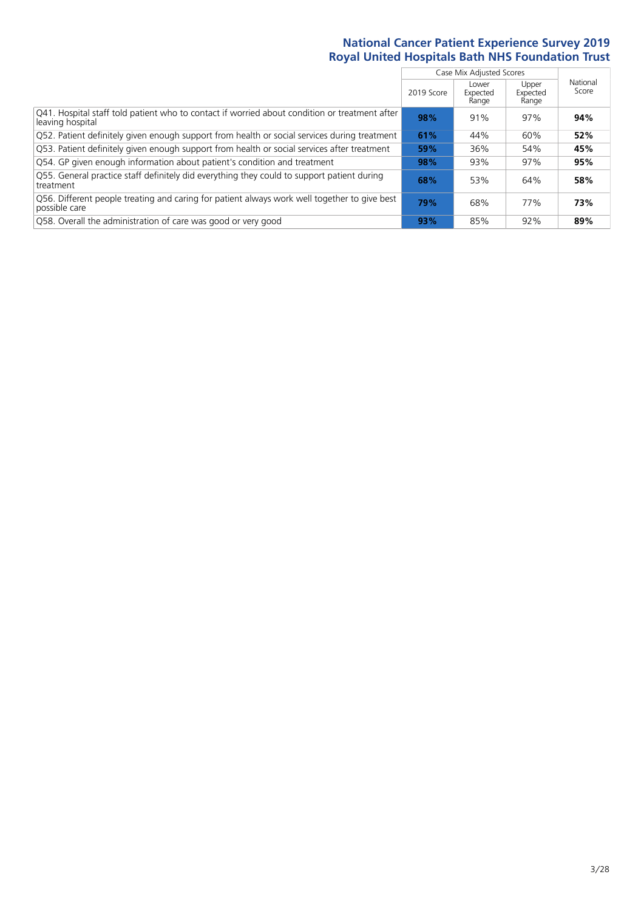## National Cancer Patient Experience Survey 2019
## Royal United Hospitals Bath NHS Foundation Trust

| | Case Mix Adjusted Scores | | | National Score |
|---|---|---|---|---|
| | 2019 Score | Lower Expected Range | Upper Expected Range | |
| Q41. Hospital staff told patient who to contact if worried about condition or treatment after leaving hospital | **98%** | 91% | 97% | **94%** |
| Q52. Patient definitely given enough support from health or social services during treatment | **61%** | 44% | 60% | **52%** |
| Q53. Patient definitely given enough support from health or social services after treatment | **59%** | 36% | 54% | **45%** |
| Q54. GP given enough information about patient's condition and treatment | **98%** | 93% | 97% | **95%** |
| Q55. General practice staff definitely did everything they could to support patient during treatment | **68%** | 53% | 64% | **58%** |
| Q56. Different people treating and caring for patient always work well together to give best possible care | **79%** | 68% | 77% | **73%** |
| Q58. Overall the administration of care was good or very good | **93%** | 85% | 92% | **89%** |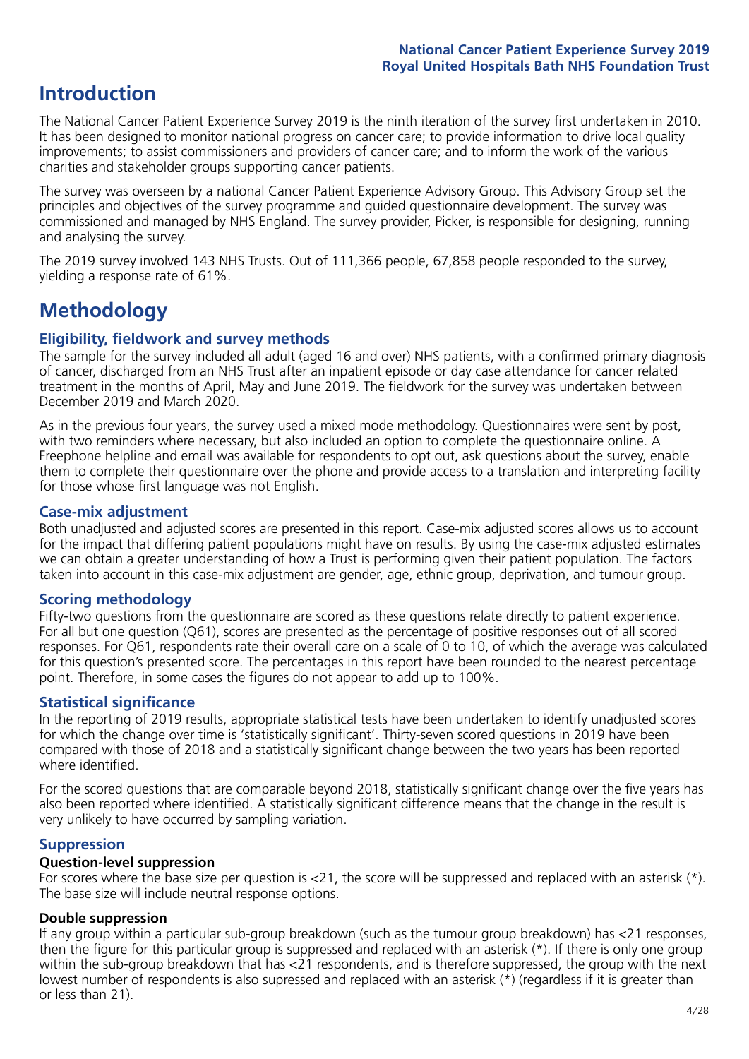# Introduction

The National Cancer Patient Experience Survey 2019 is the ninth iteration of the survey first undertaken in 2010. It has been designed to monitor national progress on cancer care; to provide information to drive local quality improvements; to assist commissioners and providers of cancer care; and to inform the work of the various charities and stakeholder groups supporting cancer patients.

The survey was overseen by a national Cancer Patient Experience Advisory Group. This Advisory Group set the principles and objectives of the survey programme and guided questionnaire development. The survey was commissioned and managed by NHS England. The survey provider, Picker, is responsible for designing, running and analysing the survey.

The 2019 survey involved 143 NHS Trusts. Out of 111,366 people, 67,858 people responded to the survey, yielding a response rate of 61%.

# Methodology

## Eligibility, fieldwork and survey methods

The sample for the survey included all adult (aged 16 and over) NHS patients, with a confirmed primary diagnosis of cancer, discharged from an NHS Trust after an inpatient episode or day case attendance for cancer related treatment in the months of April, May and June 2019. The fieldwork for the survey was undertaken between December 2019 and March 2020.

As in the previous four years, the survey used a mixed mode methodology. Questionnaires were sent by post, with two reminders where necessary, but also included an option to complete the questionnaire online. A Freephone helpline and email was available for respondents to opt out, ask questions about the survey, enable them to complete their questionnaire over the phone and provide access to a translation and interpreting facility for those whose first language was not English.

## Case-mix adjustment

Both unadjusted and adjusted scores are presented in this report. Case-mix adjusted scores allows us to account for the impact that differing patient populations might have on results. By using the case-mix adjusted estimates we can obtain a greater understanding of how a Trust is performing given their patient population. The factors taken into account in this case-mix adjustment are gender, age, ethnic group, deprivation, and tumour group.

## Scoring methodology

Fifty-two questions from the questionnaire are scored as these questions relate directly to patient experience. For all but one question (Q61), scores are presented as the percentage of positive responses out of all scored responses. For Q61, respondents rate their overall care on a scale of 0 to 10, of which the average was calculated for this question's presented score. The percentages in this report have been rounded to the nearest percentage point. Therefore, in some cases the figures do not appear to add up to 100%.

## Statistical significance

In the reporting of 2019 results, appropriate statistical tests have been undertaken to identify unadjusted scores for which the change over time is 'statistically significant'. Thirty-seven scored questions in 2019 have been compared with those of 2018 and a statistically significant change between the two years has been reported where identified.

For the scored questions that are comparable beyond 2018, statistically significant change over the five years has also been reported where identified. A statistically significant difference means that the change in the result is very unlikely to have occurred by sampling variation.

## Suppression

### Question-level suppression

For scores where the base size per question is <21, the score will be suppressed and replaced with an asterisk (*). The base size will include neutral response options.

### Double suppression

If any group within a particular sub-group breakdown (such as the tumour group breakdown) has <21 responses, then the figure for this particular group is suppressed and replaced with an asterisk (*). If there is only one group within the sub-group breakdown that has <21 respondents, and is therefore suppressed, the group with the next lowest number of respondents is also supressed and replaced with an asterisk (*) (regardless if it is greater than or less than 21).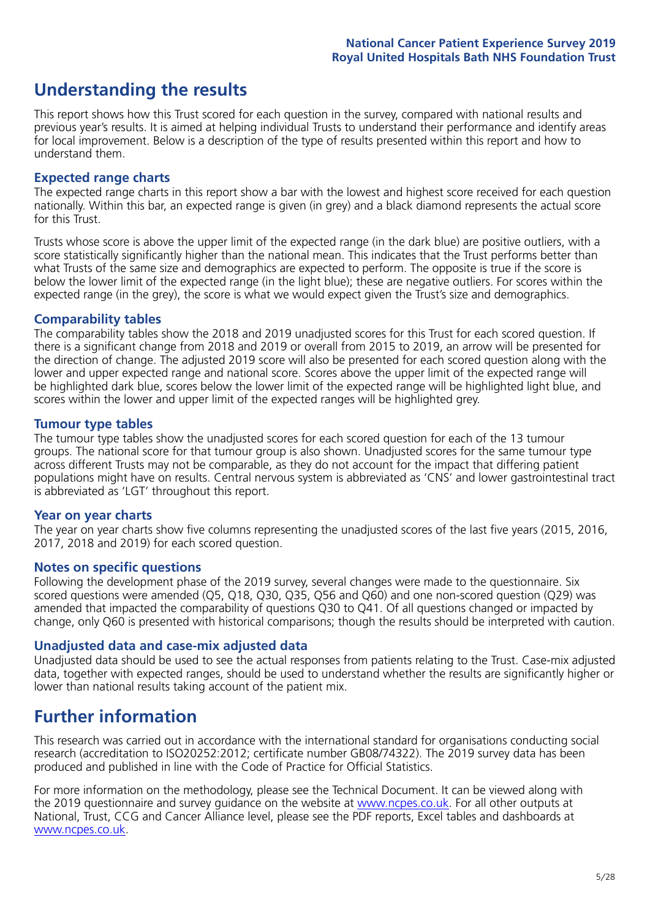# Understanding the results

This report shows how this Trust scored for each question in the survey, compared with national results and previous year's results. It is aimed at helping individual Trusts to understand their performance and identify areas for local improvement. Below is a description of the type of results presented within this report and how to understand them.

## Expected range charts

The expected range charts in this report show a bar with the lowest and highest score received for each question nationally. Within this bar, an expected range is given (in grey) and a black diamond represents the actual score for this Trust.

Trusts whose score is above the upper limit of the expected range (in the dark blue) are positive outliers, with a score statistically significantly higher than the national mean. This indicates that the Trust performs better than what Trusts of the same size and demographics are expected to perform. The opposite is true if the score is below the lower limit of the expected range (in the light blue); these are negative outliers. For scores within the expected range (in the grey), the score is what we would expect given the Trust's size and demographics.

## Comparability tables

The comparability tables show the 2018 and 2019 unadjusted scores for this Trust for each scored question. If there is a significant change from 2018 and 2019 or overall from 2015 to 2019, an arrow will be presented for the direction of change. The adjusted 2019 score will also be presented for each scored question along with the lower and upper expected range and national score. Scores above the upper limit of the expected range will be highlighted dark blue, scores below the lower limit of the expected range will be highlighted light blue, and scores within the lower and upper limit of the expected ranges will be highlighted grey.

## Tumour type tables

The tumour type tables show the unadjusted scores for each scored question for each of the 13 tumour groups. The national score for that tumour group is also shown. Unadjusted scores for the same tumour type across different Trusts may not be comparable, as they do not account for the impact that differing patient populations might have on results. Central nervous system is abbreviated as 'CNS' and lower gastrointestinal tract is abbreviated as 'LGT' throughout this report.

## Year on year charts

The year on year charts show five columns representing the unadjusted scores of the last five years (2015, 2016, 2017, 2018 and 2019) for each scored question.

## Notes on specific questions

Following the development phase of the 2019 survey, several changes were made to the questionnaire. Six scored questions were amended (Q5, Q18, Q30, Q35, Q56 and Q60) and one non-scored question (Q29) was amended that impacted the comparability of questions Q30 to Q41. Of all questions changed or impacted by change, only Q60 is presented with historical comparisons; though the results should be interpreted with caution.

## Unadjusted data and case-mix adjusted data

Unadjusted data should be used to see the actual responses from patients relating to the Trust. Case-mix adjusted data, together with expected ranges, should be used to understand whether the results are significantly higher or lower than national results taking account of the patient mix.

# Further information

This research was carried out in accordance with the international standard for organisations conducting social research (accreditation to ISO20252:2012; certificate number GB08/74322). The 2019 survey data has been produced and published in line with the Code of Practice for Official Statistics.

For more information on the methodology, please see the Technical Document. It can be viewed along with the 2019 questionnaire and survey guidance on the website at www.ncpes.co.uk. For all other outputs at National, Trust, CCG and Cancer Alliance level, please see the PDF reports, Excel tables and dashboards at www.ncpes.co.uk.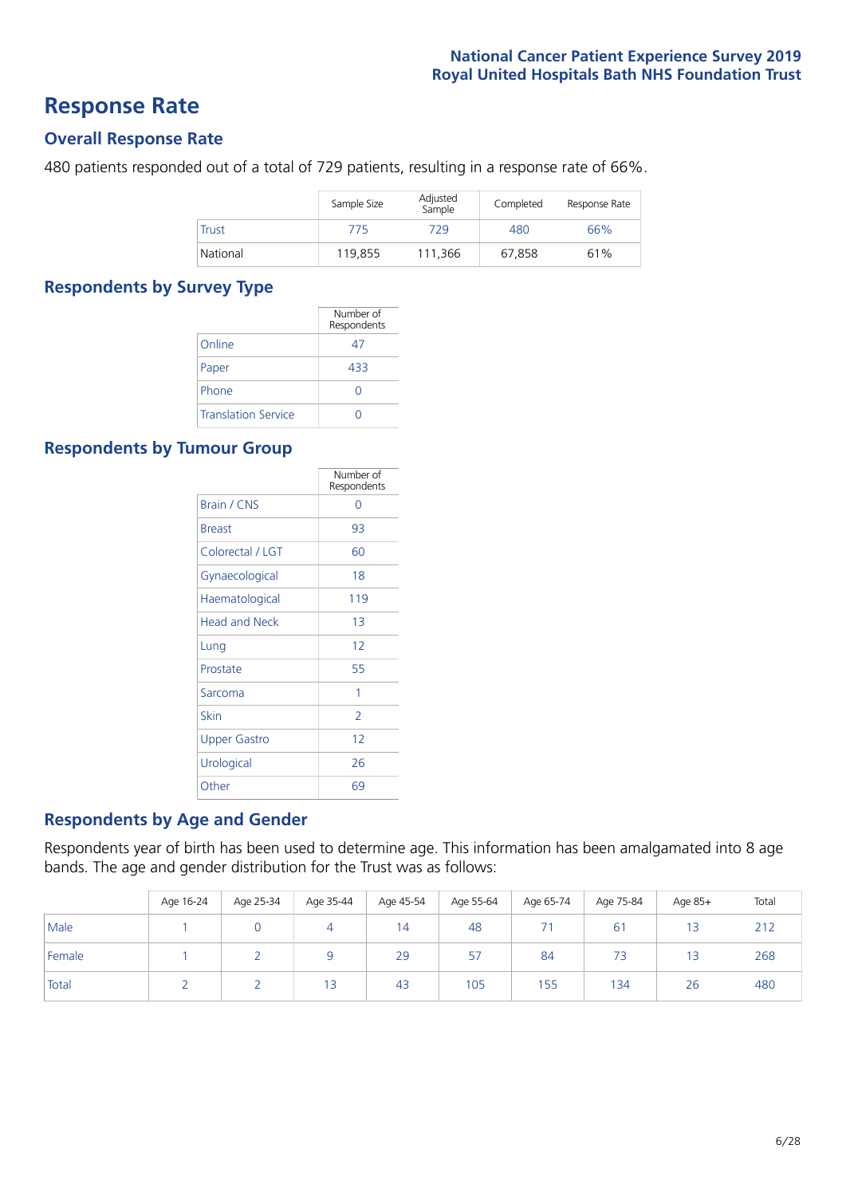# Response Rate

## Overall Response Rate

480 patients responded out of a total of 729 patients, resulting in a response rate of 66%.

| | Sample Size | Adjusted Sample | Completed | Response Rate |
|---|---|---|---|---|
| Trust | 775 | 729 | 480 | 66% |
| National | 119,855 | 111,366 | 67,858 | 61% |

## Respondents by Survey Type

| | Number of Respondents |
|---|---|
| Online | 47 |
| Paper | 433 |
| Phone | 0 |
| Translation Service | 0 |

## Respondents by Tumour Group

| | Number of Respondents |
|---|---|
| Brain / CNS | 0 |
| Breast | 93 |
| Colorectal / LGT | 60 |
| Gynaecological | 18 |
| Haematological | 119 |
| Head and Neck | 13 |
| Lung | 12 |
| Prostate | 55 |
| Sarcoma | 1 |
| Skin | 2 |
| Upper Gastro | 12 |
| Urological | 26 |
| Other | 69 |

## Respondents by Age and Gender

Respondents year of birth has been used to determine age. This information has been amalgamated into 8 age bands. The age and gender distribution for the Trust was as follows:

| | Age 16-24 | Age 25-34 | Age 35-44 | Age 45-54 | Age 55-64 | Age 65-74 | Age 75-84 | Age 85+ | Total |
|---|---|---|---|---|---|---|---|---|---|
| Male | 1 | 0 | 4 | 14 | 48 | 71 | 61 | 13 | 212 |
| Female | 1 | 2 | 9 | 29 | 57 | 84 | 73 | 13 | 268 |
| Total | 2 | 2 | 13 | 43 | 105 | 155 | 134 | 26 | 480 |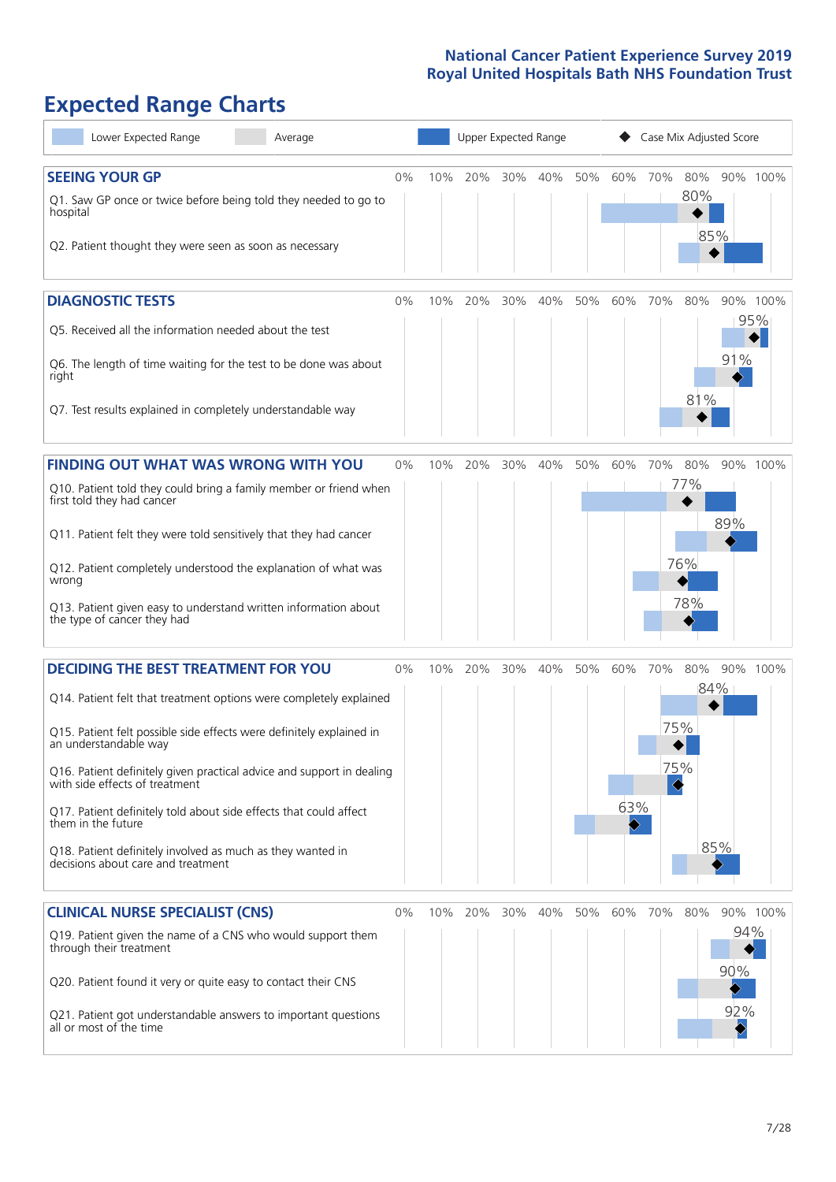# Expected Range Charts

Lower Expected Range | Average | Upper Expected Range | Case Mix Adjusted Score

## SEEING YOUR GP

| Question | Case Mix Adjusted Score |
|---|---|
| Q1. Saw GP once or twice before being told they needed to go to hospital | 80% |
| Q2. Patient thought they were seen as soon as necessary | 85% |

## DIAGNOSTIC TESTS

| Question | Case Mix Adjusted Score |
|---|---|
| Q5. Received all the information needed about the test | 95% |
| Q6. The length of time waiting for the test to be done was about right | 91% |
| Q7. Test results explained in completely understandable way | 81% |

## FINDING OUT WHAT WAS WRONG WITH YOU

| Question | Case Mix Adjusted Score |
|---|---|
| Q10. Patient told they could bring a family member or friend when first told they had cancer | 77% |
| Q11. Patient felt they were told sensitively that they had cancer | 89% |
| Q12. Patient completely understood the explanation of what was wrong | 76% |
| Q13. Patient given easy to understand written information about the type of cancer they had | 78% |

## DECIDING THE BEST TREATMENT FOR YOU

| Question | Case Mix Adjusted Score |
|---|---|
| Q14. Patient felt that treatment options were completely explained | 84% |
| Q15. Patient felt possible side effects were definitely explained in an understandable way | 75% |
| Q16. Patient definitely given practical advice and support in dealing with side effects of treatment | 75% |
| Q17. Patient definitely told about side effects that could affect them in the future | 63% |
| Q18. Patient definitely involved as much as they wanted in decisions about care and treatment | 85% |

## CLINICAL NURSE SPECIALIST (CNS)

| Question | Case Mix Adjusted Score |
|---|---|
| Q19. Patient given the name of a CNS who would support them through their treatment | 94% |
| Q20. Patient found it very or quite easy to contact their CNS | 90% |
| Q21. Patient got understandable answers to important questions all or most of the time | 92% |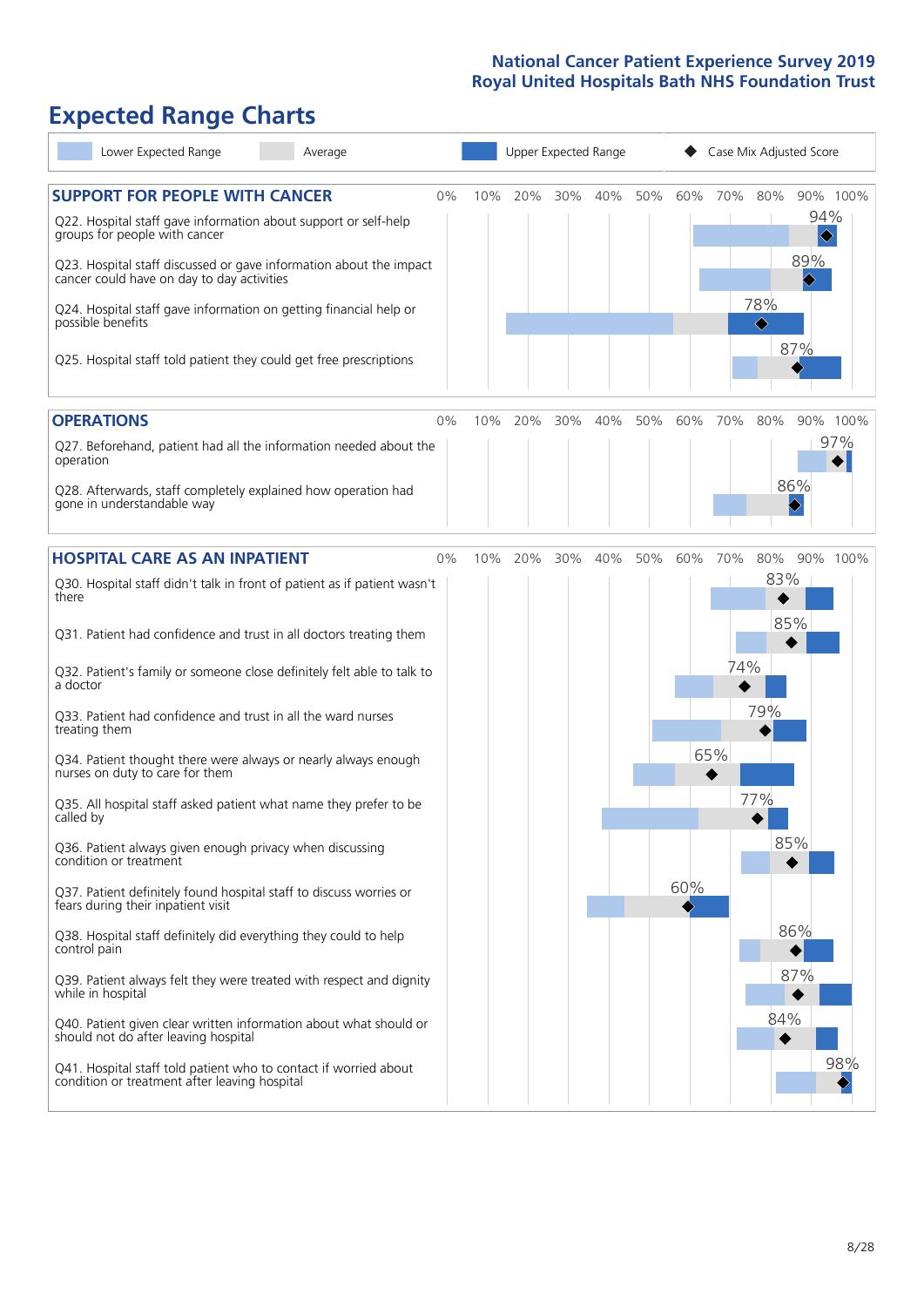# Expected Range Charts

Lower Expected Range | Average | Upper Expected Range | Case Mix Adjusted Score

## SUPPORT FOR PEOPLE WITH CANCER

| Question | Case Mix Adjusted Score |
|---|---|
| Q22. Hospital staff gave information about support or self-help groups for people with cancer | 94% |
| Q23. Hospital staff discussed or gave information about the impact cancer could have on day to day activities | 89% |
| Q24. Hospital staff gave information on getting financial help or possible benefits | 78% |
| Q25. Hospital staff told patient they could get free prescriptions | 87% |

## OPERATIONS

| Question | Case Mix Adjusted Score |
|---|---|
| Q27. Beforehand, patient had all the information needed about the operation | 97% |
| Q28. Afterwards, staff completely explained how operation had gone in understandable way | 86% |

## HOSPITAL CARE AS AN INPATIENT

| Question | Case Mix Adjusted Score |
|---|---|
| Q30. Hospital staff didn't talk in front of patient as if patient wasn't there | 83% |
| Q31. Patient had confidence and trust in all doctors treating them | 85% |
| Q32. Patient's family or someone close definitely felt able to talk to a doctor | 74% |
| Q33. Patient had confidence and trust in all the ward nurses treating them | 79% |
| Q34. Patient thought there were always or nearly always enough nurses on duty to care for them | 65% |
| Q35. All hospital staff asked patient what name they prefer to be called by | 77% |
| Q36. Patient always given enough privacy when discussing condition or treatment | 85% |
| Q37. Patient definitely found hospital staff to discuss worries or fears during their inpatient visit | 60% |
| Q38. Hospital staff definitely did everything they could to help control pain | 86% |
| Q39. Patient always felt they were treated with respect and dignity while in hospital | 87% |
| Q40. Patient given clear written information about what should or should not do after leaving hospital | 84% |
| Q41. Hospital staff told patient who to contact if worried about condition or treatment after leaving hospital | 98% |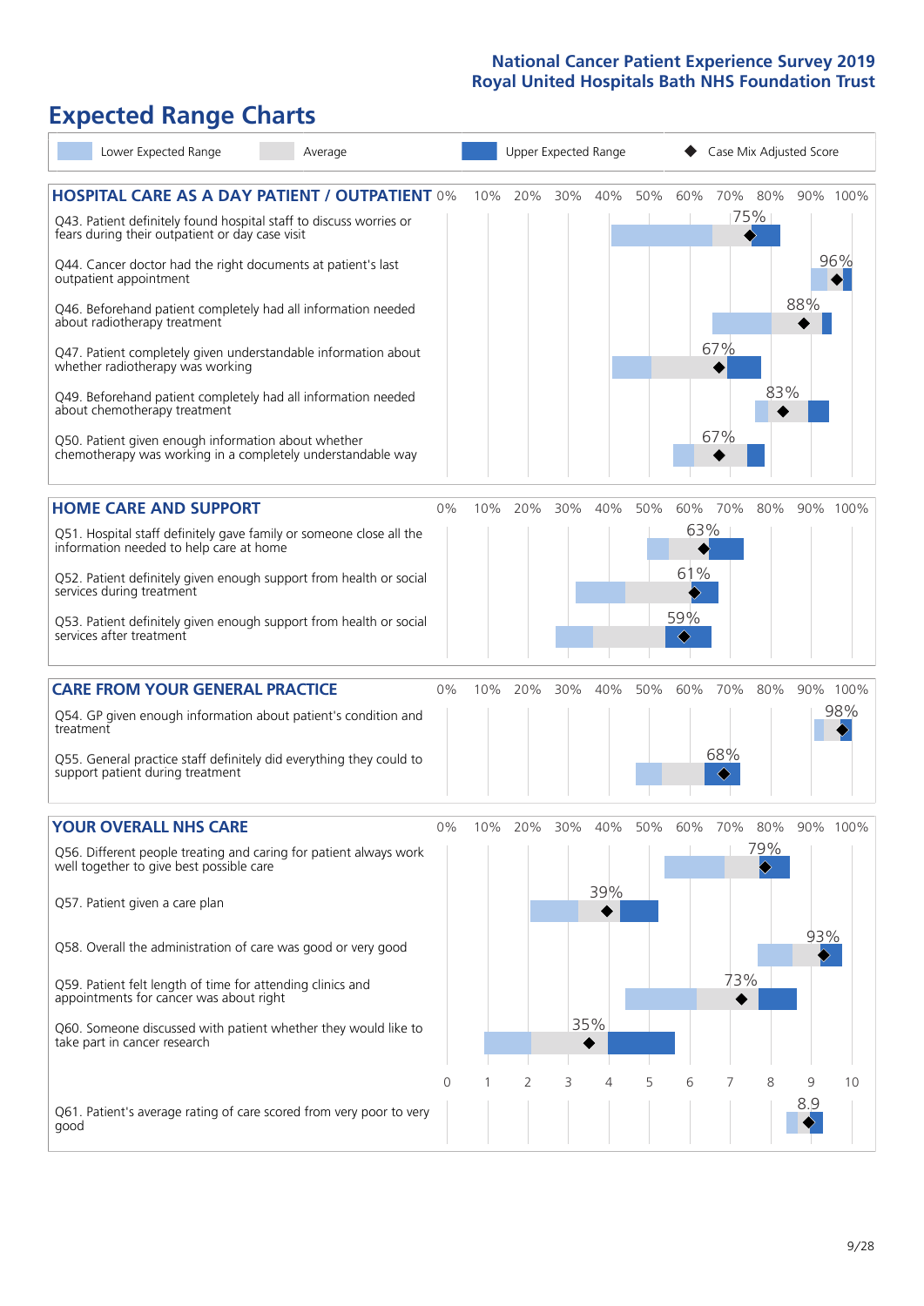# Expected Range Charts

Legend: Lower Expected Range | Average | Upper Expected Range | ◆ Case Mix Adjusted Score

## HOSPITAL CARE AS A DAY PATIENT / OUTPATIENT

| Question | Case Mix Adjusted Score |
|---|---|
| Q43. Patient definitely found hospital staff to discuss worries or fears during their outpatient or day case visit | 75% |
| Q44. Cancer doctor had the right documents at patient's last outpatient appointment | 96% |
| Q46. Beforehand patient completely had all information needed about radiotherapy treatment | 88% |
| Q47. Patient completely given understandable information about whether radiotherapy was working | 67% |
| Q49. Beforehand patient completely had all information needed about chemotherapy treatment | 83% |
| Q50. Patient given enough information about whether chemotherapy was working in a completely understandable way | 67% |

## HOME CARE AND SUPPORT

| Question | Case Mix Adjusted Score |
|---|---|
| Q51. Hospital staff definitely gave family or someone close all the information needed to help care at home | 63% |
| Q52. Patient definitely given enough support from health or social services during treatment | 61% |
| Q53. Patient definitely given enough support from health or social services after treatment | 59% |

## CARE FROM YOUR GENERAL PRACTICE

| Question | Case Mix Adjusted Score |
|---|---|
| Q54. GP given enough information about patient's condition and treatment | 98% |
| Q55. General practice staff definitely did everything they could to support patient during treatment | 68% |

## YOUR OVERALL NHS CARE

| Question | Case Mix Adjusted Score |
|---|---|
| Q56. Different people treating and caring for patient always work well together to give best possible care | 79% |
| Q57. Patient given a care plan | 39% |
| Q58. Overall the administration of care was good or very good | 93% |
| Q59. Patient felt length of time for attending clinics and appointments for cancer was about right | 73% |
| Q60. Someone discussed with patient whether they would like to take part in cancer research | 35% |
| Q61. Patient's average rating of care scored from very poor to very good | 8.9 |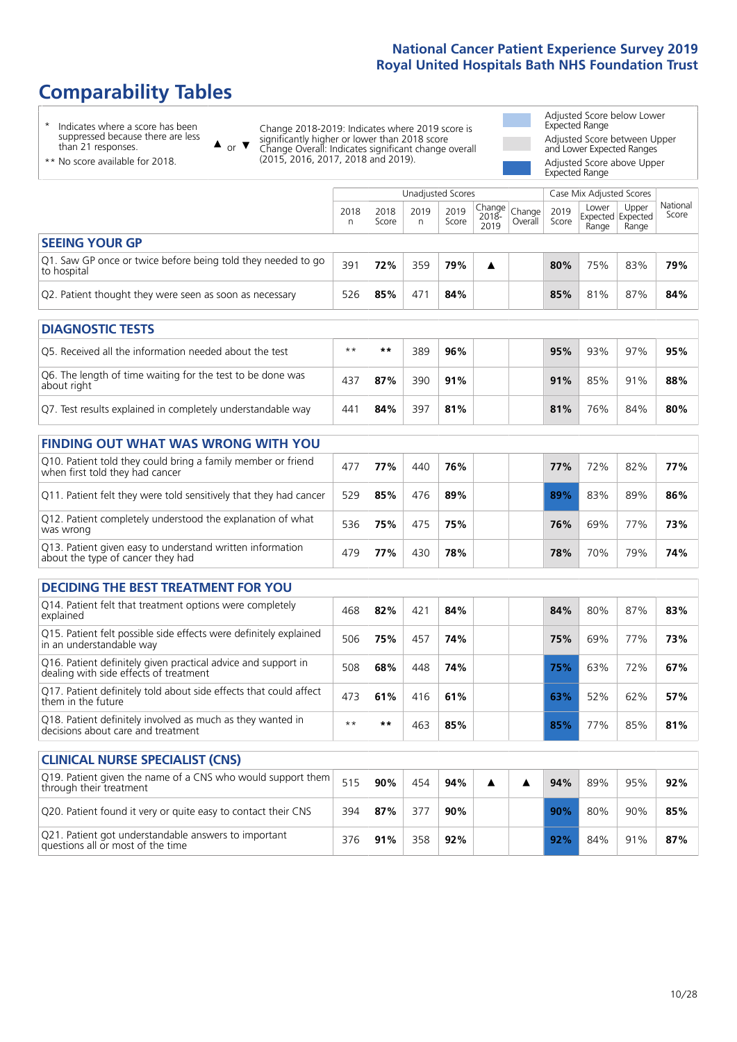# Comparability Tables

\* Indicates where a score has been suppressed because there are less than 21 responses.

\*\* No score available for 2018.

▲ or ▼ Change 2018-2019: Indicates where 2019 score is significantly higher or lower than 2018 score. Change Overall: Indicates significant change overall (2015, 2016, 2017, 2018 and 2019).

Adjusted Score below Lower Expected Range

Adjusted Score between Upper and Lower Expected Ranges

Adjusted Score above Upper Expected Range

| | Unadjusted Scores | | | | | | Case Mix Adjusted Scores | | | |
|---|---|---|---|---|---|---|---|---|---|---|
| | 2018 n | 2018 Score | 2019 n | 2019 Score | Change 2018-2019 | Change Overall | 2019 Score | Lower Expected Range | Upper Expected Range | National Score |
| **SEEING YOUR GP** | | | | | | | | | | |
| Q1. Saw GP once or twice before being told they needed to go to hospital | 391 | **72%** | 359 | **79%** | ▲ | | **80%** | 75% | 83% | **79%** |
| Q2. Patient thought they were seen as soon as necessary | 526 | **85%** | 471 | **84%** | | | **85%** | 81% | 87% | **84%** |
| **DIAGNOSTIC TESTS** | | | | | | | | | | |
| Q5. Received all the information needed about the test | ** | ** | 389 | **96%** | | | **95%** | 93% | 97% | **95%** |
| Q6. The length of time waiting for the test to be done was about right | 437 | **87%** | 390 | **91%** | | | **91%** | 85% | 91% | **88%** |
| Q7. Test results explained in completely understandable way | 441 | **84%** | 397 | **81%** | | | **81%** | 76% | 84% | **80%** |
| **FINDING OUT WHAT WAS WRONG WITH YOU** | | | | | | | | | | |
| Q10. Patient told they could bring a family member or friend when first told they had cancer | 477 | **77%** | 440 | **76%** | | | **77%** | 72% | 82% | **77%** |
| Q11. Patient felt they were told sensitively that they had cancer | 529 | **85%** | 476 | **89%** | | | **89%** | 83% | 89% | **86%** |
| Q12. Patient completely understood the explanation of what was wrong | 536 | **75%** | 475 | **75%** | | | **76%** | 69% | 77% | **73%** |
| Q13. Patient given easy to understand written information about the type of cancer they had | 479 | **77%** | 430 | **78%** | | | **78%** | 70% | 79% | **74%** |
| **DECIDING THE BEST TREATMENT FOR YOU** | | | | | | | | | | |
| Q14. Patient felt that treatment options were completely explained | 468 | **82%** | 421 | **84%** | | | **84%** | 80% | 87% | **83%** |
| Q15. Patient felt possible side effects were definitely explained in an understandable way | 506 | **75%** | 457 | **74%** | | | **75%** | 69% | 77% | **73%** |
| Q16. Patient definitely given practical advice and support in dealing with side effects of treatment | 508 | **68%** | 448 | **74%** | | | **75%** | 63% | 72% | **67%** |
| Q17. Patient definitely told about side effects that could affect them in the future | 473 | **61%** | 416 | **61%** | | | **63%** | 52% | 62% | **57%** |
| Q18. Patient definitely involved as much as they wanted in decisions about care and treatment | ** | ** | 463 | **85%** | | | **85%** | 77% | 85% | **81%** |
| **CLINICAL NURSE SPECIALIST (CNS)** | | | | | | | | | | |
| Q19. Patient given the name of a CNS who would support them through their treatment | 515 | **90%** | 454 | **94%** | ▲ | ▲ | **94%** | 89% | 95% | **92%** |
| Q20. Patient found it very or quite easy to contact their CNS | 394 | **87%** | 377 | **90%** | | | **90%** | 80% | 90% | **85%** |
| Q21. Patient got understandable answers to important questions all or most of the time | 376 | **91%** | 358 | **92%** | | | **92%** | 84% | 91% | **87%** |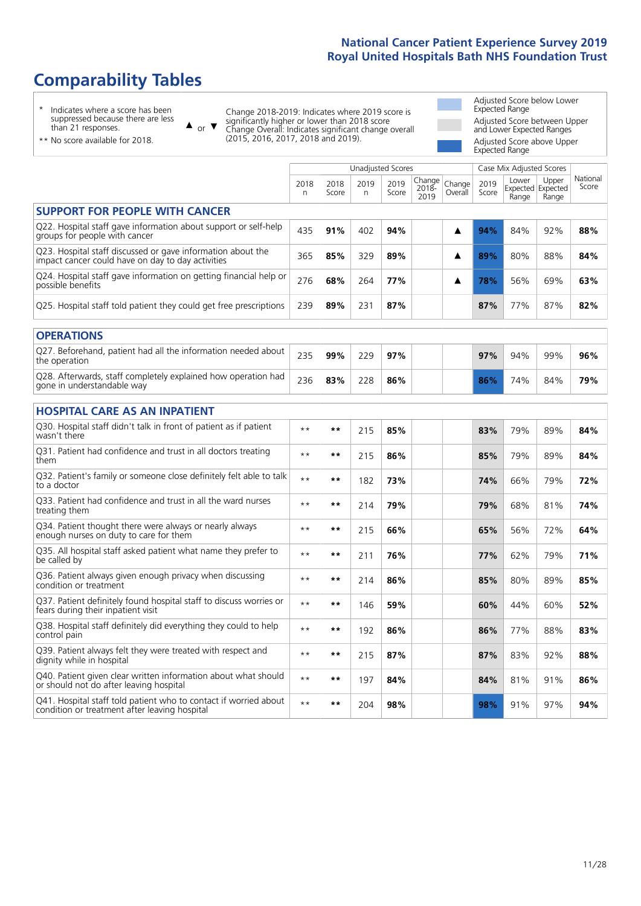# Comparability Tables

- \* Indicates where a score has been suppressed because there are less than 21 responses.
- \*\* No score available for 2018.

▲ or ▼ Change 2018-2019: Indicates where 2019 score is significantly higher or lower than 2018 score. Change Overall: Indicates significant change overall (2015, 2016, 2017, 2018 and 2019).

- Adjusted Score below Lower Expected Range
- Adjusted Score between Upper and Lower Expected Ranges
- Adjusted Score above Upper Expected Range

| | Unadjusted Scores | | | | | | Case Mix Adjusted Scores | | | |
|---|---|---|---|---|---|---|---|---|---|---|
| | 2018 n | 2018 Score | 2019 n | 2019 Score | Change 2018-2019 | Change Overall | 2019 Score | Lower Expected Range | Upper Expected Range | National Score |
| **SUPPORT FOR PEOPLE WITH CANCER** | | | | | | | | | | |
| Q22. Hospital staff gave information about support or self-help groups for people with cancer | 435 | **91%** | 402 | **94%** | | ▲ | **94%** | 84% | 92% | **88%** |
| Q23. Hospital staff discussed or gave information about the impact cancer could have on day to day activities | 365 | **85%** | 329 | **89%** | | ▲ | **89%** | 80% | 88% | **84%** |
| Q24. Hospital staff gave information on getting financial help or possible benefits | 276 | **68%** | 264 | **77%** | | ▲ | **78%** | 56% | 69% | **63%** |
| Q25. Hospital staff told patient they could get free prescriptions | 239 | **89%** | 231 | **87%** | | | **87%** | 77% | 87% | **82%** |
| **OPERATIONS** | | | | | | | | | | |
| Q27. Beforehand, patient had all the information needed about the operation | 235 | **99%** | 229 | **97%** | | | **97%** | 94% | 99% | **96%** |
| Q28. Afterwards, staff completely explained how operation had gone in understandable way | 236 | **83%** | 228 | **86%** | | | **86%** | 74% | 84% | **79%** |
| **HOSPITAL CARE AS AN INPATIENT** | | | | | | | | | | |
| Q30. Hospital staff didn't talk in front of patient as if patient wasn't there | ** | ** | 215 | **85%** | | | **83%** | 79% | 89% | **84%** |
| Q31. Patient had confidence and trust in all doctors treating them | ** | ** | 215 | **86%** | | | **85%** | 79% | 89% | **84%** |
| Q32. Patient's family or someone close definitely felt able to talk to a doctor | ** | ** | 182 | **73%** | | | **74%** | 66% | 79% | **72%** |
| Q33. Patient had confidence and trust in all the ward nurses treating them | ** | ** | 214 | **79%** | | | **79%** | 68% | 81% | **74%** |
| Q34. Patient thought there were always or nearly always enough nurses on duty to care for them | ** | ** | 215 | **66%** | | | **65%** | 56% | 72% | **64%** |
| Q35. All hospital staff asked patient what name they prefer to be called by | ** | ** | 211 | **76%** | | | **77%** | 62% | 79% | **71%** |
| Q36. Patient always given enough privacy when discussing condition or treatment | ** | ** | 214 | **86%** | | | **85%** | 80% | 89% | **85%** |
| Q37. Patient definitely found hospital staff to discuss worries or fears during their inpatient visit | ** | ** | 146 | **59%** | | | **60%** | 44% | 60% | **52%** |
| Q38. Hospital staff definitely did everything they could to help control pain | ** | ** | 192 | **86%** | | | **86%** | 77% | 88% | **83%** |
| Q39. Patient always felt they were treated with respect and dignity while in hospital | ** | ** | 215 | **87%** | | | **87%** | 83% | 92% | **88%** |
| Q40. Patient given clear written information about what should or should not do after leaving hospital | ** | ** | 197 | **84%** | | | **84%** | 81% | 91% | **86%** |
| Q41. Hospital staff told patient who to contact if worried about condition or treatment after leaving hospital | ** | ** | 204 | **98%** | | | **98%** | 91% | 97% | **94%** |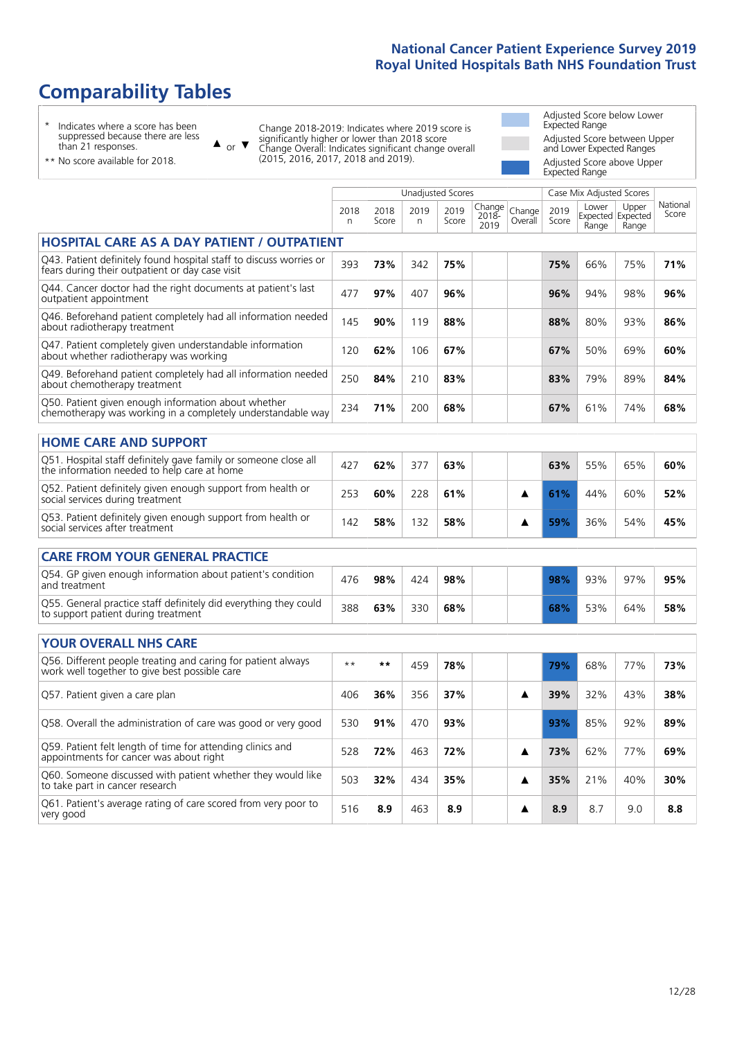# Comparability Tables

\* Indicates where a score has been suppressed because there are less than 21 responses.

\*\* No score available for 2018.

▲ or ▼ Change 2018-2019: Indicates where 2019 score is significantly higher or lower than 2018 score. Change Overall: Indicates significant change overall (2015, 2016, 2017, 2018 and 2019).

Adjusted Score below Lower Expected Range

Adjusted Score between Upper and Lower Expected Ranges

Adjusted Score above Upper Expected Range

| | Unadjusted Scores | | | | | | Case Mix Adjusted Scores | | | |
|---|---|---|---|---|---|---|---|---|---|---|
| | 2018 n | 2018 Score | 2019 n | 2019 Score | Change 2018-2019 | Change Overall | 2019 Score | Lower Expected Range | Upper Expected Range | National Score |
| **HOSPITAL CARE AS A DAY PATIENT / OUTPATIENT** | | | | | | | | | | |
| Q43. Patient definitely found hospital staff to discuss worries or fears during their outpatient or day case visit | 393 | **73%** | 342 | **75%** | | | **75%** | 66% | 75% | **71%** |
| Q44. Cancer doctor had the right documents at patient's last outpatient appointment | 477 | **97%** | 407 | **96%** | | | **96%** | 94% | 98% | **96%** |
| Q46. Beforehand patient completely had all information needed about radiotherapy treatment | 145 | **90%** | 119 | **88%** | | | **88%** | 80% | 93% | **86%** |
| Q47. Patient completely given understandable information about whether radiotherapy was working | 120 | **62%** | 106 | **67%** | | | **67%** | 50% | 69% | **60%** |
| Q49. Beforehand patient completely had all information needed about chemotherapy treatment | 250 | **84%** | 210 | **83%** | | | **83%** | 79% | 89% | **84%** |
| Q50. Patient given enough information about whether chemotherapy was working in a completely understandable way | 234 | **71%** | 200 | **68%** | | | **67%** | 61% | 74% | **68%** |
| **HOME CARE AND SUPPORT** | | | | | | | | | | |
| Q51. Hospital staff definitely gave family or someone close all the information needed to help care at home | 427 | **62%** | 377 | **63%** | | | **63%** | 55% | 65% | **60%** |
| Q52. Patient definitely given enough support from health or social services during treatment | 253 | **60%** | 228 | **61%** | | ▲ | **61%** | 44% | 60% | **52%** |
| Q53. Patient definitely given enough support from health or social services after treatment | 142 | **58%** | 132 | **58%** | | ▲ | **59%** | 36% | 54% | **45%** |
| **CARE FROM YOUR GENERAL PRACTICE** | | | | | | | | | | |
| Q54. GP given enough information about patient's condition and treatment | 476 | **98%** | 424 | **98%** | | | **98%** | 93% | 97% | **95%** |
| Q55. General practice staff definitely did everything they could to support patient during treatment | 388 | **63%** | 330 | **68%** | | | **68%** | 53% | 64% | **58%** |
| **YOUR OVERALL NHS CARE** | | | | | | | | | | |
| Q56. Different people treating and caring for patient always work well together to give best possible care | \*\* | **\*\*** | 459 | **78%** | | | **79%** | 68% | 77% | **73%** |
| Q57. Patient given a care plan | 406 | **36%** | 356 | **37%** | | ▲ | **39%** | 32% | 43% | **38%** |
| Q58. Overall the administration of care was good or very good | 530 | **91%** | 470 | **93%** | | | **93%** | 85% | 92% | **89%** |
| Q59. Patient felt length of time for attending clinics and appointments for cancer was about right | 528 | **72%** | 463 | **72%** | | ▲ | **73%** | 62% | 77% | **69%** |
| Q60. Someone discussed with patient whether they would like to take part in cancer research | 503 | **32%** | 434 | **35%** | | ▲ | **35%** | 21% | 40% | **30%** |
| Q61. Patient's average rating of care scored from very poor to very good | 516 | **8.9** | 463 | **8.9** | | ▲ | **8.9** | 8.7 | 9.0 | **8.8** |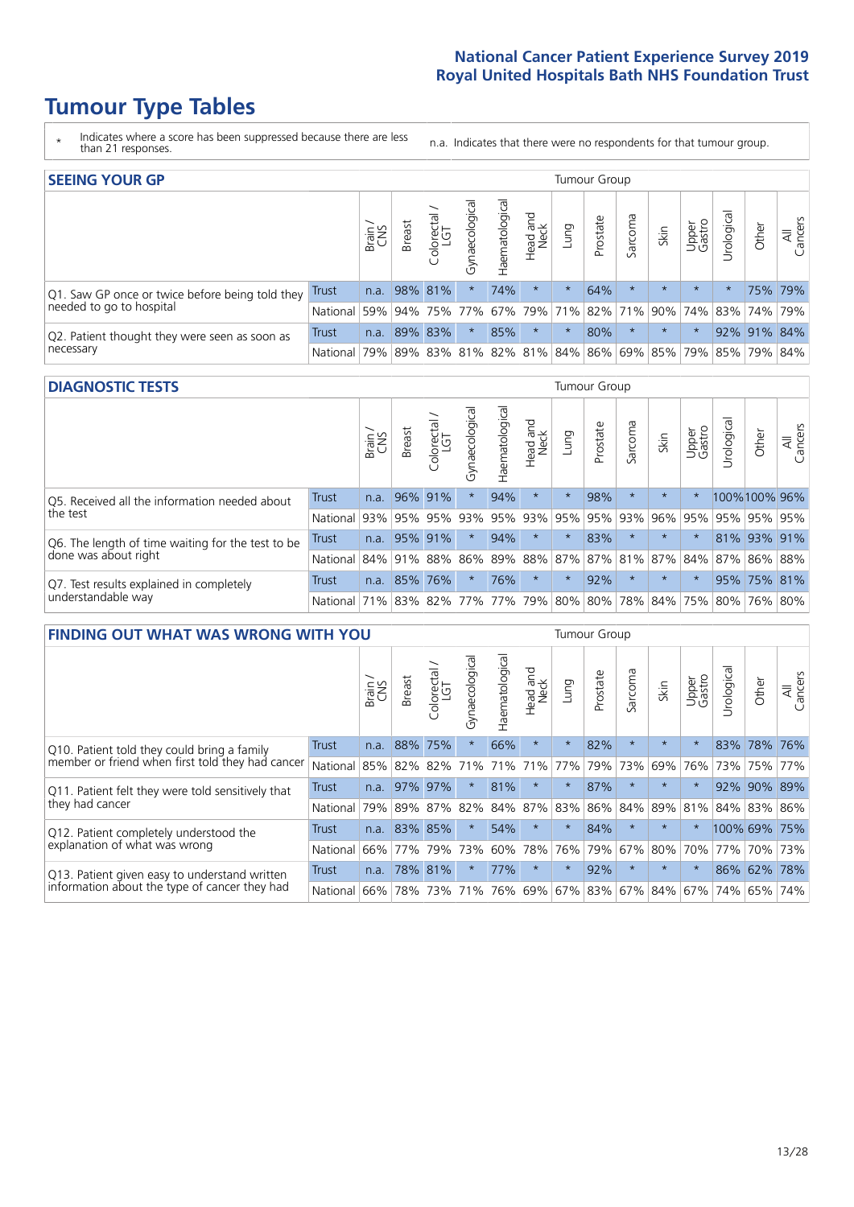# Tumour Type Tables

\* Indicates where a score has been suppressed because there are less than 21 responses.

n.a. Indicates that there were no respondents for that tumour group.

## SEEING YOUR GP

| | | Brain / CNS | Breast | Colorectal / LGT | Gynaecological | Haematological | Head and Neck | Lung | Prostate | Sarcoma | Skin | Upper Gastro | Urological | Other | All Cancers |
|---|---|---|---|---|---|---|---|---|---|---|---|---|---|---|---|
| Q1. Saw GP once or twice before being told they needed to go to hospital | Trust | n.a. | 98% | 81% | * | 74% | * | * | 64% | * | * | * | * | 75% | 79% |
| | National | 59% | 94% | 75% | 77% | 67% | 79% | 71% | 82% | 71% | 90% | 74% | 83% | 74% | 79% |
| Q2. Patient thought they were seen as soon as necessary | Trust | n.a. | 89% | 83% | * | 85% | * | * | 80% | * | * | * | 92% | 91% | 84% |
| | National | 79% | 89% | 83% | 81% | 82% | 81% | 84% | 86% | 69% | 85% | 79% | 85% | 79% | 84% |

## DIAGNOSTIC TESTS

| | | Brain / CNS | Breast | Colorectal / LGT | Gynaecological | Haematological | Head and Neck | Lung | Prostate | Sarcoma | Skin | Upper Gastro | Urological | Other | All Cancers |
|---|---|---|---|---|---|---|---|---|---|---|---|---|---|---|---|
| Q5. Received all the information needed about the test | Trust | n.a. | 96% | 91% | * | 94% | * | * | 98% | * | * | * | 100% | 100% | 96% |
| | National | 93% | 95% | 95% | 93% | 95% | 93% | 95% | 95% | 93% | 96% | 95% | 95% | 95% | 95% |
| Q6. The length of time waiting for the test to be done was about right | Trust | n.a. | 95% | 91% | * | 94% | * | * | 83% | * | * | * | 81% | 93% | 91% |
| | National | 84% | 91% | 88% | 86% | 89% | 88% | 87% | 87% | 81% | 87% | 84% | 87% | 86% | 88% |
| Q7. Test results explained in completely understandable way | Trust | n.a. | 85% | 76% | * | 76% | * | * | 92% | * | * | * | 95% | 75% | 81% |
| | National | 71% | 83% | 82% | 77% | 77% | 79% | 80% | 80% | 78% | 84% | 75% | 80% | 76% | 80% |

## FINDING OUT WHAT WAS WRONG WITH YOU

| | | Brain / CNS | Breast | Colorectal / LGT | Gynaecological | Haematological | Head and Neck | Lung | Prostate | Sarcoma | Skin | Upper Gastro | Urological | Other | All Cancers |
|---|---|---|---|---|---|---|---|---|---|---|---|---|---|---|---|
| Q10. Patient told they could bring a family member or friend when first told they had cancer | Trust | n.a. | 88% | 75% | * | 66% | * | * | 82% | * | * | * | 83% | 78% | 76% |
| | National | 85% | 82% | 82% | 71% | 71% | 71% | 77% | 79% | 73% | 69% | 76% | 73% | 75% | 77% |
| Q11. Patient felt they were told sensitively that they had cancer | Trust | n.a. | 97% | 97% | * | 81% | * | * | 87% | * | * | * | 92% | 90% | 89% |
| | National | 79% | 89% | 87% | 82% | 84% | 87% | 83% | 86% | 84% | 89% | 81% | 84% | 83% | 86% |
| Q12. Patient completely understood the explanation of what was wrong | Trust | n.a. | 83% | 85% | * | 54% | * | * | 84% | * | * | * | 100% | 69% | 75% |
| | National | 66% | 77% | 79% | 73% | 60% | 78% | 76% | 79% | 67% | 80% | 70% | 77% | 70% | 73% |
| Q13. Patient given easy to understand written information about the type of cancer they had | Trust | n.a. | 78% | 81% | * | 77% | * | * | 92% | * | * | * | 86% | 62% | 78% |
| | National | 66% | 78% | 73% | 71% | 76% | 69% | 67% | 83% | 67% | 84% | 67% | 74% | 65% | 74% |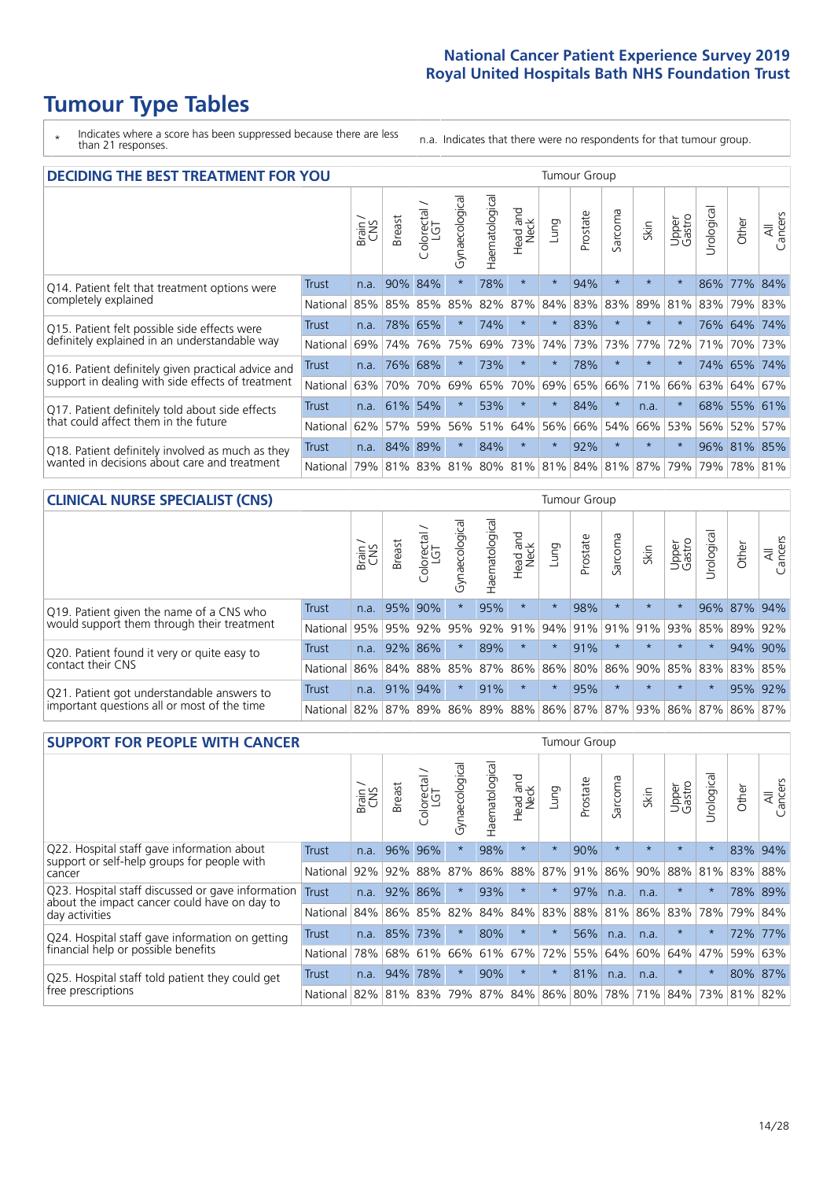# Tumour Type Tables

\* Indicates where a score has been suppressed because there are less than 21 responses.

n.a. Indicates that there were no respondents for that tumour group.

## DECIDING THE BEST TREATMENT FOR YOU

| | | Brain / CNS | Breast | Colorectal / LGT | Gynaecological | Haematological | Head and Neck | Lung | Prostate | Sarcoma | Skin | Upper Gastro | Urological | Other | All Cancers |
|---|---|---|---|---|---|---|---|---|---|---|---|---|---|---|---|
| Q14. Patient felt that treatment options were completely explained | Trust | n.a. | 90% | 84% | * | 78% | * | * | 94% | * | * | * | 86% | 77% | 84% |
| | National | 85% | 85% | 85% | 85% | 82% | 87% | 84% | 83% | 83% | 89% | 81% | 83% | 79% | 83% |
| Q15. Patient felt possible side effects were definitely explained in an understandable way | Trust | n.a. | 78% | 65% | * | 74% | * | * | 83% | * | * | * | 76% | 64% | 74% |
| | National | 69% | 74% | 76% | 75% | 69% | 73% | 74% | 73% | 73% | 77% | 72% | 71% | 70% | 73% |
| Q16. Patient definitely given practical advice and support in dealing with side effects of treatment | Trust | n.a. | 76% | 68% | * | 73% | * | * | 78% | * | * | * | 74% | 65% | 74% |
| | National | 63% | 70% | 70% | 69% | 65% | 70% | 69% | 65% | 66% | 71% | 66% | 63% | 64% | 67% |
| Q17. Patient definitely told about side effects that could affect them in the future | Trust | n.a. | 61% | 54% | * | 53% | * | * | 84% | * | n.a. | * | 68% | 55% | 61% |
| | National | 62% | 57% | 59% | 56% | 51% | 64% | 56% | 66% | 54% | 66% | 53% | 56% | 52% | 57% |
| Q18. Patient definitely involved as much as they wanted in decisions about care and treatment | Trust | n.a. | 84% | 89% | * | 84% | * | * | 92% | * | * | * | 96% | 81% | 85% |
| | National | 79% | 81% | 83% | 81% | 80% | 81% | 81% | 84% | 81% | 87% | 79% | 79% | 78% | 81% |

## CLINICAL NURSE SPECIALIST (CNS)

| | | Brain / CNS | Breast | Colorectal / LGT | Gynaecological | Haematological | Head and Neck | Lung | Prostate | Sarcoma | Skin | Upper Gastro | Urological | Other | All Cancers |
|---|---|---|---|---|---|---|---|---|---|---|---|---|---|---|---|
| Q19. Patient given the name of a CNS who would support them through their treatment | Trust | n.a. | 95% | 90% | * | 95% | * | * | 98% | * | * | * | 96% | 87% | 94% |
| | National | 95% | 95% | 92% | 95% | 92% | 91% | 94% | 91% | 91% | 91% | 93% | 85% | 89% | 92% |
| Q20. Patient found it very or quite easy to contact their CNS | Trust | n.a. | 92% | 86% | * | 89% | * | * | 91% | * | * | * | * | 94% | 90% |
| | National | 86% | 84% | 88% | 85% | 87% | 86% | 86% | 80% | 86% | 90% | 85% | 83% | 83% | 85% |
| Q21. Patient got understandable answers to important questions all or most of the time | Trust | n.a. | 91% | 94% | * | 91% | * | * | 95% | * | * | * | * | 95% | 92% |
| | National | 82% | 87% | 89% | 86% | 89% | 88% | 86% | 87% | 87% | 93% | 86% | 87% | 86% | 87% |

## SUPPORT FOR PEOPLE WITH CANCER

| | | Brain / CNS | Breast | Colorectal / LGT | Gynaecological | Haematological | Head and Neck | Lung | Prostate | Sarcoma | Skin | Upper Gastro | Urological | Other | All Cancers |
|---|---|---|---|---|---|---|---|---|---|---|---|---|---|---|---|
| Q22. Hospital staff gave information about support or self-help groups for people with cancer | Trust | n.a. | 96% | 96% | * | 98% | * | * | 90% | * | * | * | * | 83% | 94% |
| | National | 92% | 92% | 88% | 87% | 86% | 88% | 87% | 91% | 86% | 90% | 88% | 81% | 83% | 88% |
| Q23. Hospital staff discussed or gave information about the impact cancer could have on day to day activities | Trust | n.a. | 92% | 86% | * | 93% | * | * | 97% | n.a. | n.a. | * | * | 78% | 89% |
| | National | 84% | 86% | 85% | 82% | 84% | 84% | 83% | 88% | 81% | 86% | 83% | 78% | 79% | 84% |
| Q24. Hospital staff gave information on getting financial help or possible benefits | Trust | n.a. | 85% | 73% | * | 80% | * | * | 56% | n.a. | n.a. | * | * | 72% | 77% |
| | National | 78% | 68% | 61% | 66% | 61% | 67% | 72% | 55% | 64% | 60% | 64% | 47% | 59% | 63% |
| Q25. Hospital staff told patient they could get free prescriptions | Trust | n.a. | 94% | 78% | * | 90% | * | * | 81% | n.a. | n.a. | * | * | 80% | 87% |
| | National | 82% | 81% | 83% | 79% | 87% | 84% | 86% | 80% | 78% | 71% | 84% | 73% | 81% | 82% |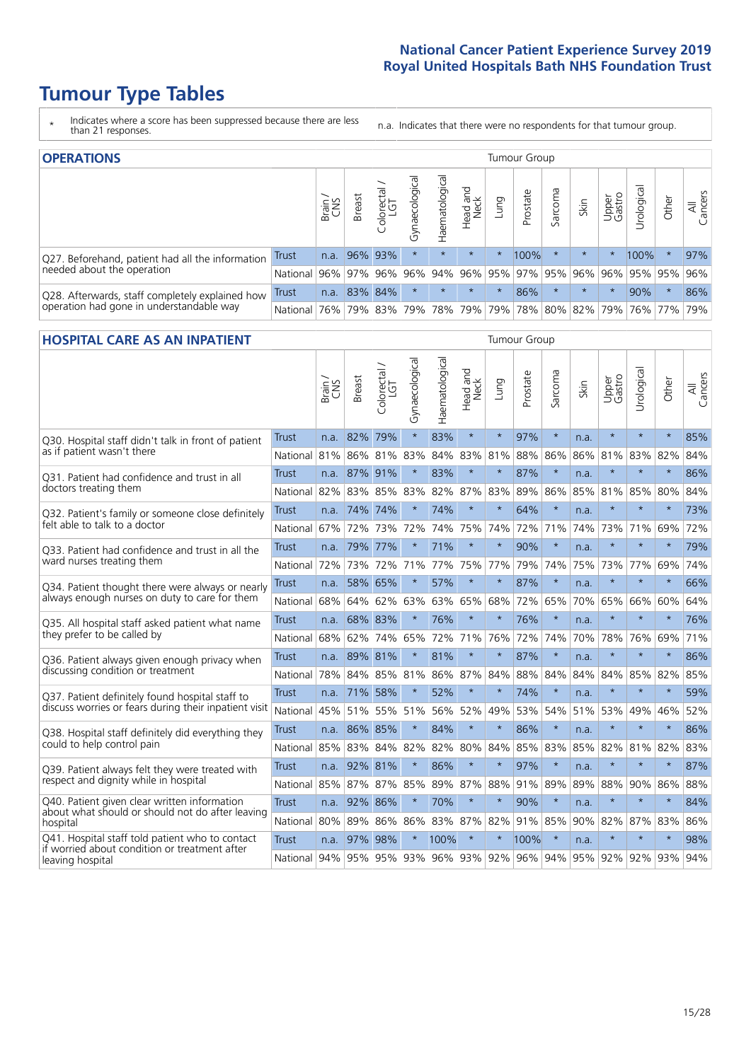# Tumour Type Tables

\* Indicates where a score has been suppressed because there are less than 21 responses.

n.a. Indicates that there were no respondents for that tumour group.

## OPERATIONS

| | | Brain / CNS | Breast | Colorectal / LGT | Gynaecological | Haematological | Head and Neck | Lung | Prostate | Sarcoma | Skin | Upper Gastro | Urological | Other | All Cancers |
|---|---|---|---|---|---|---|---|---|---|---|---|---|---|---|---|
| Q27. Beforehand, patient had all the information needed about the operation | Trust | n.a. | 96% | 93% | * | * | * | * | 100% | * | * | * | 100% | * | 97% |
| | National | 96% | 97% | 96% | 96% | 94% | 96% | 95% | 97% | 95% | 96% | 96% | 95% | 95% | 96% |
| Q28. Afterwards, staff completely explained how operation had gone in understandable way | Trust | n.a. | 83% | 84% | * | * | * | * | 86% | * | * | * | 90% | * | 86% |
| | National | 76% | 79% | 83% | 79% | 78% | 79% | 79% | 78% | 80% | 82% | 79% | 76% | 77% | 79% |

## HOSPITAL CARE AS AN INPATIENT

| | | Brain / CNS | Breast | Colorectal / LGT | Gynaecological | Haematological | Head and Neck | Lung | Prostate | Sarcoma | Skin | Upper Gastro | Urological | Other | All Cancers |
|---|---|---|---|---|---|---|---|---|---|---|---|---|---|---|---|
| Q30. Hospital staff didn't talk in front of patient as if patient wasn't there | Trust | n.a. | 82% | 79% | * | 83% | * | * | 97% | * | n.a. | * | * | * | 85% |
| | National | 81% | 86% | 81% | 83% | 84% | 83% | 81% | 88% | 86% | 86% | 81% | 83% | 82% | 84% |
| Q31. Patient had confidence and trust in all doctors treating them | Trust | n.a. | 87% | 91% | * | 83% | * | * | 87% | * | n.a. | * | * | * | 86% |
| | National | 82% | 83% | 85% | 83% | 82% | 87% | 83% | 89% | 86% | 85% | 81% | 85% | 80% | 84% |
| Q32. Patient's family or someone close definitely felt able to talk to a doctor | Trust | n.a. | 74% | 74% | * | 74% | * | * | 64% | * | n.a. | * | * | * | 73% |
| | National | 67% | 72% | 73% | 72% | 74% | 75% | 74% | 72% | 71% | 74% | 73% | 71% | 69% | 72% |
| Q33. Patient had confidence and trust in all the ward nurses treating them | Trust | n.a. | 79% | 77% | * | 71% | * | * | 90% | * | n.a. | * | * | * | 79% |
| | National | 72% | 73% | 72% | 71% | 77% | 75% | 77% | 79% | 74% | 75% | 73% | 77% | 69% | 74% |
| Q34. Patient thought there were always or nearly always enough nurses on duty to care for them | Trust | n.a. | 58% | 65% | * | 57% | * | * | 87% | * | n.a. | * | * | * | 66% |
| | National | 68% | 64% | 62% | 63% | 63% | 65% | 68% | 72% | 65% | 70% | 65% | 66% | 60% | 64% |
| Q35. All hospital staff asked patient what name they prefer to be called by | Trust | n.a. | 68% | 83% | * | 76% | * | * | 76% | * | n.a. | * | * | * | 76% |
| | National | 68% | 62% | 74% | 65% | 72% | 71% | 76% | 72% | 74% | 70% | 78% | 76% | 69% | 71% |
| Q36. Patient always given enough privacy when discussing condition or treatment | Trust | n.a. | 89% | 81% | * | 81% | * | * | 87% | * | n.a. | * | * | * | 86% |
| | National | 78% | 84% | 85% | 81% | 86% | 87% | 84% | 88% | 84% | 84% | 84% | 85% | 82% | 85% |
| Q37. Patient definitely found hospital staff to discuss worries or fears during their inpatient visit | Trust | n.a. | 71% | 58% | * | 52% | * | * | 74% | * | n.a. | * | * | * | 59% |
| | National | 45% | 51% | 55% | 51% | 56% | 52% | 49% | 53% | 54% | 51% | 53% | 49% | 46% | 52% |
| Q38. Hospital staff definitely did everything they could to help control pain | Trust | n.a. | 86% | 85% | * | 84% | * | * | 86% | * | n.a. | * | * | * | 86% |
| | National | 85% | 83% | 84% | 82% | 82% | 80% | 84% | 85% | 83% | 85% | 82% | 81% | 82% | 83% |
| Q39. Patient always felt they were treated with respect and dignity while in hospital | Trust | n.a. | 92% | 81% | * | 86% | * | * | 97% | * | n.a. | * | * | * | 87% |
| | National | 85% | 87% | 87% | 85% | 89% | 87% | 88% | 91% | 89% | 89% | 88% | 90% | 86% | 88% |
| Q40. Patient given clear written information about what should or should not do after leaving hospital | Trust | n.a. | 92% | 86% | * | 70% | * | * | 90% | * | n.a. | * | * | * | 84% |
| | National | 80% | 89% | 86% | 86% | 83% | 87% | 82% | 91% | 85% | 90% | 82% | 87% | 83% | 86% |
| Q41. Hospital staff told patient who to contact if worried about condition or treatment after leaving hospital | Trust | n.a. | 97% | 98% | * | 100% | * | * | 100% | * | n.a. | * | * | * | 98% |
| | National | 94% | 95% | 95% | 93% | 96% | 93% | 92% | 96% | 94% | 95% | 92% | 92% | 93% | 94% |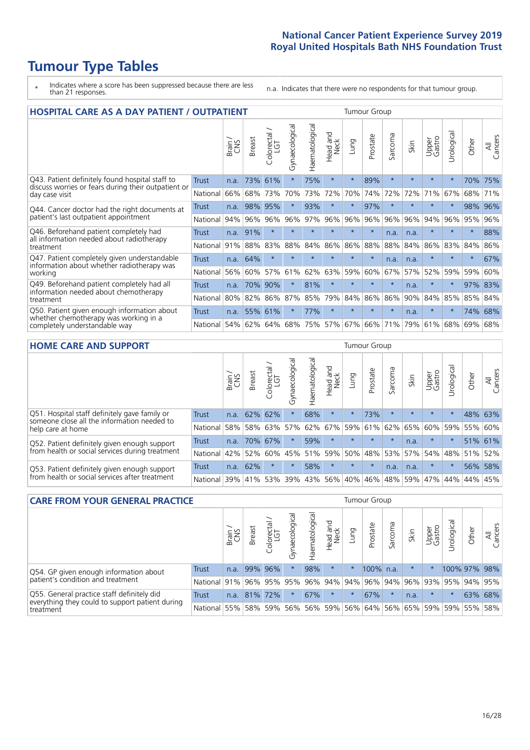# Tumour Type Tables

\* Indicates where a score has been suppressed because there are less than 21 responses.

n.a. Indicates that there were no respondents for that tumour group.

## HOSPITAL CARE AS A DAY PATIENT / OUTPATIENT

| | | Brain / CNS | Breast | Colorectal / LGT | Gynaecological | Haematological | Head and Neck | Lung | Prostate | Sarcoma | Skin | Upper Gastro | Urological | Other | All Cancers |
|---|---|---|---|---|---|---|---|---|---|---|---|---|---|---|---|
| Q43. Patient definitely found hospital staff to discuss worries or fears during their outpatient or day case visit | Trust | n.a. | 73% | 61% | * | 75% | * | * | 89% | * | * | * | * | 70% | 75% |
| | National | 66% | 68% | 73% | 70% | 73% | 72% | 70% | 74% | 72% | 72% | 71% | 67% | 68% | 71% |
| Q44. Cancer doctor had the right documents at patient's last outpatient appointment | Trust | n.a. | 98% | 95% | * | 93% | * | * | 97% | * | * | * | * | 98% | 96% |
| | National | 94% | 96% | 96% | 96% | 97% | 96% | 96% | 96% | 96% | 96% | 94% | 96% | 95% | 96% |
| Q46. Beforehand patient completely had all information needed about radiotherapy treatment | Trust | n.a. | 91% | * | * | * | * | * | * | n.a. | n.a. | * | * | * | 88% |
| | National | 91% | 88% | 83% | 88% | 84% | 86% | 86% | 88% | 88% | 84% | 86% | 83% | 84% | 86% |
| Q47. Patient completely given understandable information about whether radiotherapy was working | Trust | n.a. | 64% | * | * | * | * | * | * | n.a. | n.a. | * | * | * | 67% |
| | National | 56% | 60% | 57% | 61% | 62% | 63% | 59% | 60% | 67% | 57% | 52% | 59% | 59% | 60% |
| Q49. Beforehand patient completely had all information needed about chemotherapy treatment | Trust | n.a. | 70% | 90% | * | 81% | * | * | * | * | n.a. | * | * | 97% | 83% |
| | National | 80% | 82% | 86% | 87% | 85% | 79% | 84% | 86% | 86% | 90% | 84% | 85% | 85% | 84% |
| Q50. Patient given enough information about whether chemotherapy was working in a completely understandable way | Trust | n.a. | 55% | 61% | * | 77% | * | * | * | * | n.a. | * | * | 74% | 68% |
| | National | 54% | 62% | 64% | 68% | 75% | 57% | 67% | 66% | 71% | 79% | 61% | 68% | 69% | 68% |

## HOME CARE AND SUPPORT

| | | Brain / CNS | Breast | Colorectal / LGT | Gynaecological | Haematological | Head and Neck | Lung | Prostate | Sarcoma | Skin | Upper Gastro | Urological | Other | All Cancers |
|---|---|---|---|---|---|---|---|---|---|---|---|---|---|---|---|
| Q51. Hospital staff definitely gave family or someone close all the information needed to help care at home | Trust | n.a. | 62% | 62% | * | 68% | * | * | 73% | * | * | * | * | 48% | 63% |
| | National | 58% | 58% | 63% | 57% | 62% | 67% | 59% | 61% | 62% | 65% | 60% | 59% | 55% | 60% |
| Q52. Patient definitely given enough support from health or social services during treatment | Trust | n.a. | 70% | 67% | * | 59% | * | * | * | * | n.a. | * | * | 51% | 61% |
| | National | 42% | 52% | 60% | 45% | 51% | 59% | 50% | 48% | 53% | 57% | 54% | 48% | 51% | 52% |
| Q53. Patient definitely given enough support from health or social services after treatment | Trust | n.a. | 62% | * | * | 58% | * | * | * | n.a. | n.a. | * | * | 56% | 58% |
| | National | 39% | 41% | 53% | 39% | 43% | 56% | 40% | 46% | 48% | 59% | 47% | 44% | 44% | 45% |

## CARE FROM YOUR GENERAL PRACTICE

| | | Brain / CNS | Breast | Colorectal / LGT | Gynaecological | Haematological | Head and Neck | Lung | Prostate | Sarcoma | Skin | Upper Gastro | Urological | Other | All Cancers |
|---|---|---|---|---|---|---|---|---|---|---|---|---|---|---|---|
| Q54. GP given enough information about patient's condition and treatment | Trust | n.a. | 99% | 96% | * | 98% | * | * | 100% | n.a. | * | * | 100% | 97% | 98% |
| | National | 91% | 96% | 95% | 95% | 96% | 94% | 94% | 96% | 94% | 96% | 93% | 95% | 94% | 95% |
| Q55. General practice staff definitely did everything they could to support patient during treatment | Trust | n.a. | 81% | 72% | * | 67% | * | * | 67% | * | n.a. | * | * | 63% | 68% |
| | National | 55% | 58% | 59% | 56% | 56% | 59% | 56% | 64% | 56% | 65% | 59% | 59% | 55% | 58% |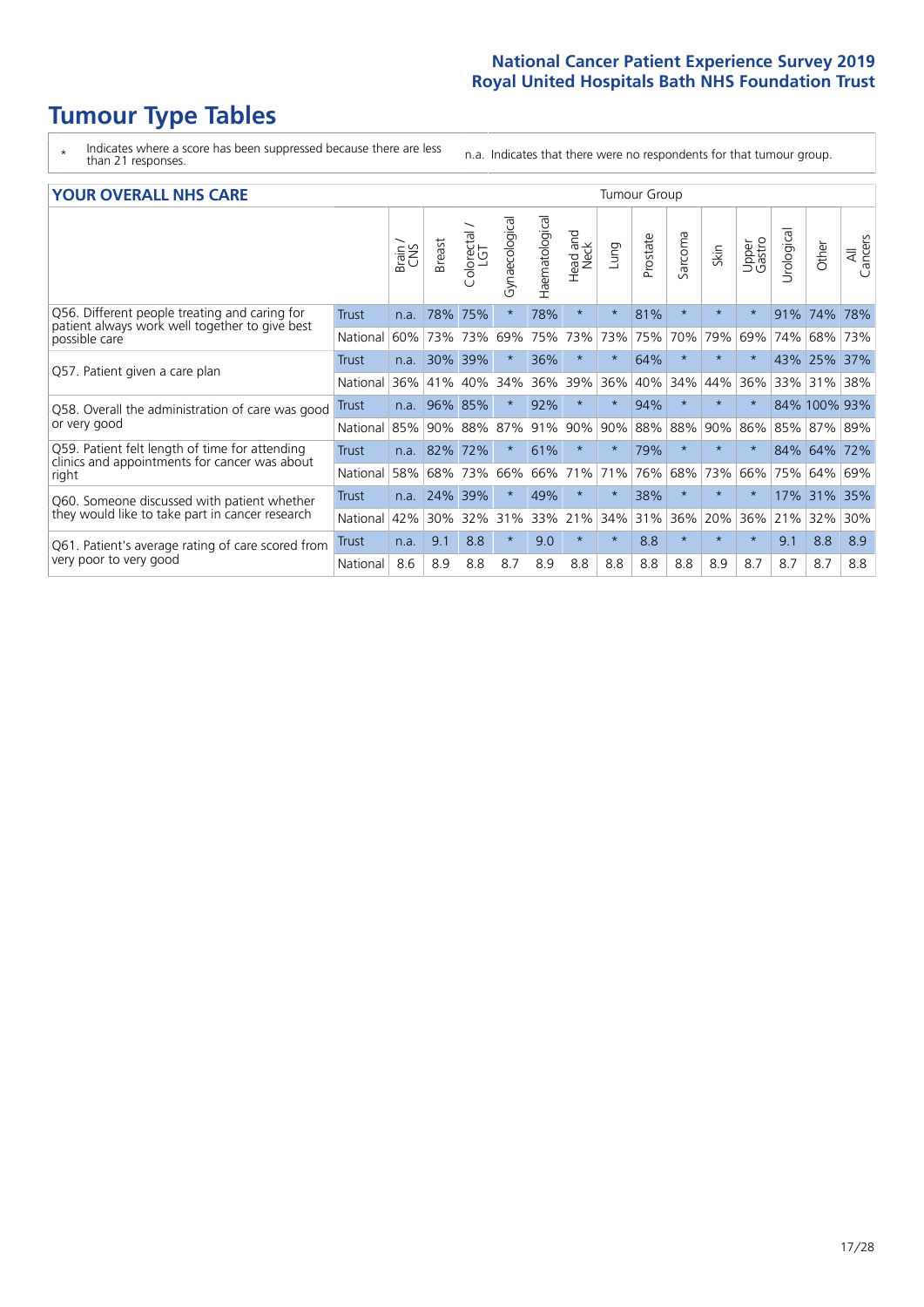# Tumour Type Tables

\* Indicates where a score has been suppressed because there are less than 21 responses.

n.a. Indicates that there were no respondents for that tumour group.

## YOUR OVERALL NHS CARE

| | | Brain / CNS | Breast | Colorectal / LGT | Gynaecological | Haematological | Head and Neck | Lung | Prostate | Sarcoma | Skin | Upper Gastro | Urological | Other | All Cancers |
|---|---|---|---|---|---|---|---|---|---|---|---|---|---|---|---|
| Q56. Different people treating and caring for patient always work well together to give best possible care | Trust | n.a. | 78% | 75% | * | 78% | * | * | 81% | * | * | * | 91% | 74% | 78% |
| | National | 60% | 73% | 73% | 69% | 75% | 73% | 73% | 75% | 70% | 79% | 69% | 74% | 68% | 73% |
| Q57. Patient given a care plan | Trust | n.a. | 30% | 39% | * | 36% | * | * | 64% | * | * | * | 43% | 25% | 37% |
| | National | 36% | 41% | 40% | 34% | 36% | 39% | 36% | 40% | 34% | 44% | 36% | 33% | 31% | 38% |
| Q58. Overall the administration of care was good or very good | Trust | n.a. | 96% | 85% | * | 92% | * | * | 94% | * | * | * | 84% | 100% | 93% |
| | National | 85% | 90% | 88% | 87% | 91% | 90% | 90% | 88% | 88% | 90% | 86% | 85% | 87% | 89% |
| Q59. Patient felt length of time for attending clinics and appointments for cancer was about right | Trust | n.a. | 82% | 72% | * | 61% | * | * | 79% | * | * | * | 84% | 64% | 72% |
| | National | 58% | 68% | 73% | 66% | 66% | 71% | 71% | 76% | 68% | 73% | 66% | 75% | 64% | 69% |
| Q60. Someone discussed with patient whether they would like to take part in cancer research | Trust | n.a. | 24% | 39% | * | 49% | * | * | 38% | * | * | * | 17% | 31% | 35% |
| | National | 42% | 30% | 32% | 31% | 33% | 21% | 34% | 31% | 36% | 20% | 36% | 21% | 32% | 30% |
| Q61. Patient's average rating of care scored from very poor to very good | Trust | n.a. | 9.1 | 8.8 | * | 9.0 | * | * | 8.8 | * | * | * | 9.1 | 8.8 | 8.9 |
| | National | 8.6 | 8.9 | 8.8 | 8.7 | 8.9 | 8.8 | 8.8 | 8.8 | 8.8 | 8.9 | 8.7 | 8.7 | 8.7 | 8.8 |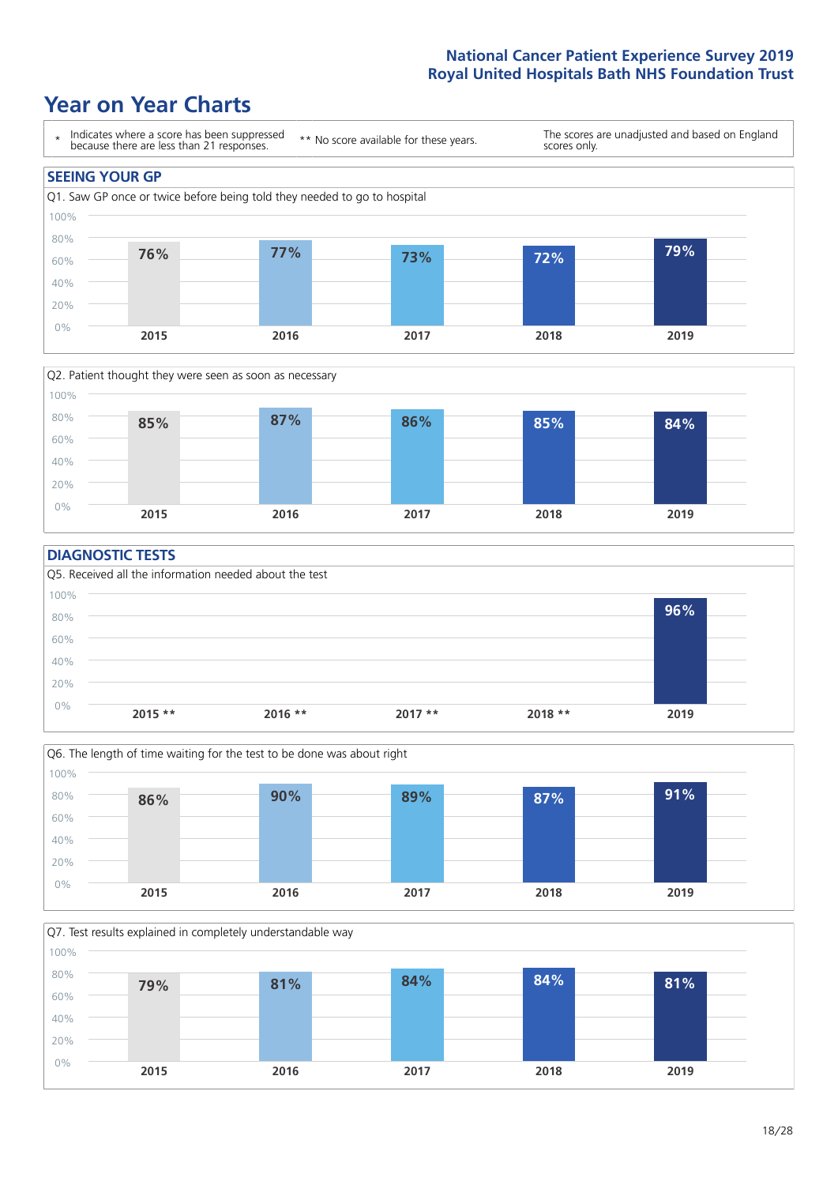National Cancer Patient Experience Survey 2019
Royal United Hospitals Bath NHS Foundation Trust

# Year on Year Charts

\* Indicates where a score has been suppressed because there are less than 21 responses.

** No score available for these years.

The scores are unadjusted and based on England scores only.

## SEEING YOUR GP

Q1. Saw GP once or twice before being told they needed to go to hospital

| 2015 | 2016 | 2017 | 2018 | 2019 |
|---|---|---|---|---|
| 76% | 77% | 73% | 72% | 79% |

Q2. Patient thought they were seen as soon as necessary

| 2015 | 2016 | 2017 | 2018 | 2019 |
|---|---|---|---|---|
| 85% | 87% | 86% | 85% | 84% |

## DIAGNOSTIC TESTS

Q5. Received all the information needed about the test

| 2015 ** | 2016 ** | 2017 ** | 2018 ** | 2019 |
|---|---|---|---|---|
| | | | | 96% |

Q6. The length of time waiting for the test to be done was about right

| 2015 | 2016 | 2017 | 2018 | 2019 |
|---|---|---|---|---|
| 86% | 90% | 89% | 87% | 91% |

Q7. Test results explained in completely understandable way

| 2015 | 2016 | 2017 | 2018 | 2019 |
|---|---|---|---|---|
| 79% | 81% | 84% | 84% | 81% |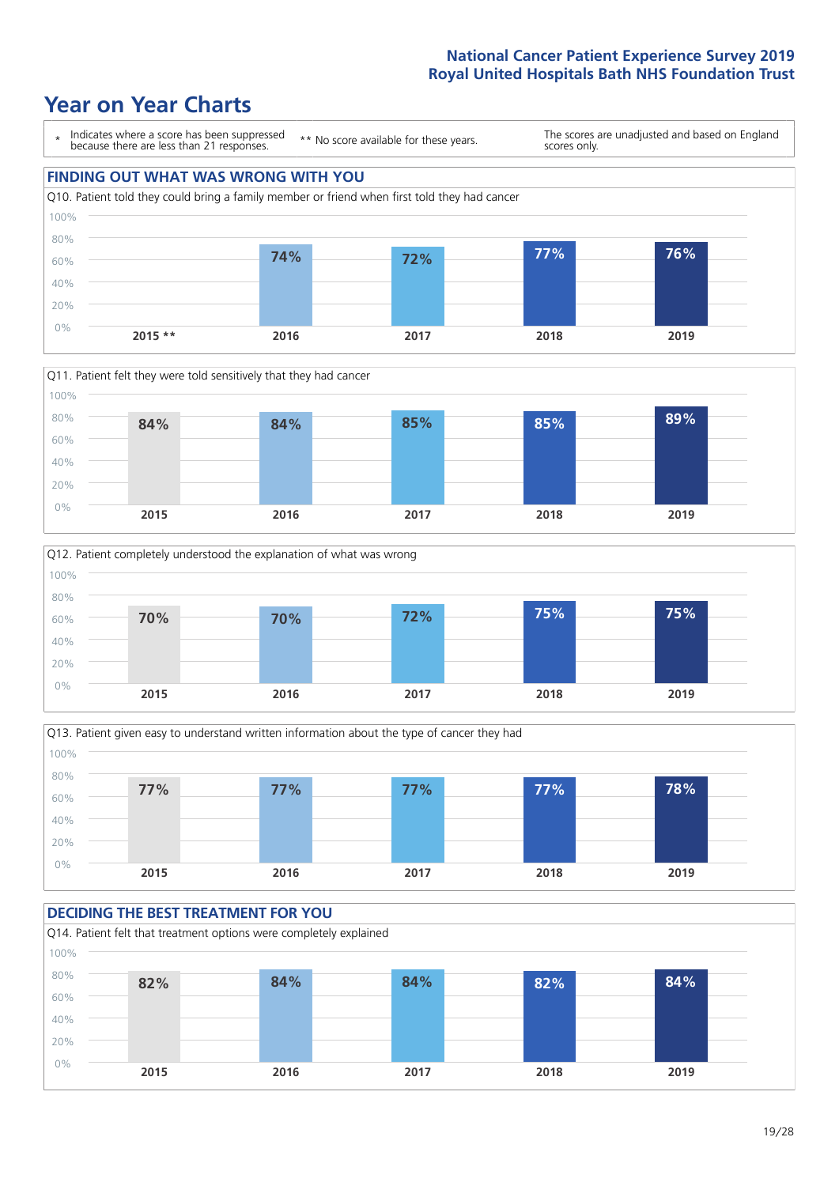# Year on Year Charts

\* Indicates where a score has been suppressed because there are less than 21 responses.

** No score available for these years.

The scores are unadjusted and based on England scores only.

## FINDING OUT WHAT WAS WRONG WITH YOU

Q10. Patient told they could bring a family member or friend when first told they had cancer

| 2015 ** | 2016 | 2017 | 2018 | 2019 |
|---|---|---|---|---|
| | 74% | 72% | 77% | 76% |

Q11. Patient felt they were told sensitively that they had cancer

| 2015 | 2016 | 2017 | 2018 | 2019 |
|---|---|---|---|---|
| 84% | 84% | 85% | 85% | 89% |

Q12. Patient completely understood the explanation of what was wrong

| 2015 | 2016 | 2017 | 2018 | 2019 |
|---|---|---|---|---|
| 70% | 70% | 72% | 75% | 75% |

Q13. Patient given easy to understand written information about the type of cancer they had

| 2015 | 2016 | 2017 | 2018 | 2019 |
|---|---|---|---|---|
| 77% | 77% | 77% | 77% | 78% |

## DECIDING THE BEST TREATMENT FOR YOU

Q14. Patient felt that treatment options were completely explained

| 2015 | 2016 | 2017 | 2018 | 2019 |
|---|---|---|---|---|
| 82% | 84% | 84% | 82% | 84% |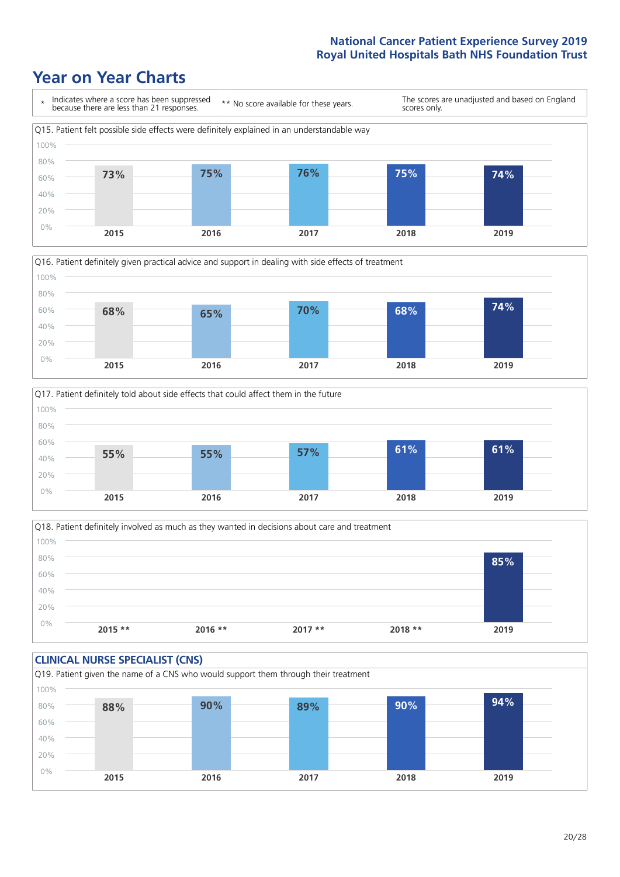# Year on Year Charts

\* Indicates where a score has been suppressed because there are less than 21 responses.

\*\* No score available for these years.

The scores are unadjusted and based on England scores only.

Q15. Patient felt possible side effects were definitely explained in an understandable way

| 2015 | 2016 | 2017 | 2018 | 2019 |
|---|---|---|---|---|
| 73% | 75% | 76% | 75% | 74% |

Q16. Patient definitely given practical advice and support in dealing with side effects of treatment

| 2015 | 2016 | 2017 | 2018 | 2019 |
|---|---|---|---|---|
| 68% | 65% | 70% | 68% | 74% |

Q17. Patient definitely told about side effects that could affect them in the future

| 2015 | 2016 | 2017 | 2018 | 2019 |
|---|---|---|---|---|
| 55% | 55% | 57% | 61% | 61% |

Q18. Patient definitely involved as much as they wanted in decisions about care and treatment

| 2015 ** | 2016 ** | 2017 ** | 2018 ** | 2019 |
|---|---|---|---|---|
| | | | | 85% |

## CLINICAL NURSE SPECIALIST (CNS)

Q19. Patient given the name of a CNS who would support them through their treatment

| 2015 | 2016 | 2017 | 2018 | 2019 |
|---|---|---|---|---|
| 88% | 90% | 89% | 90% | 94% |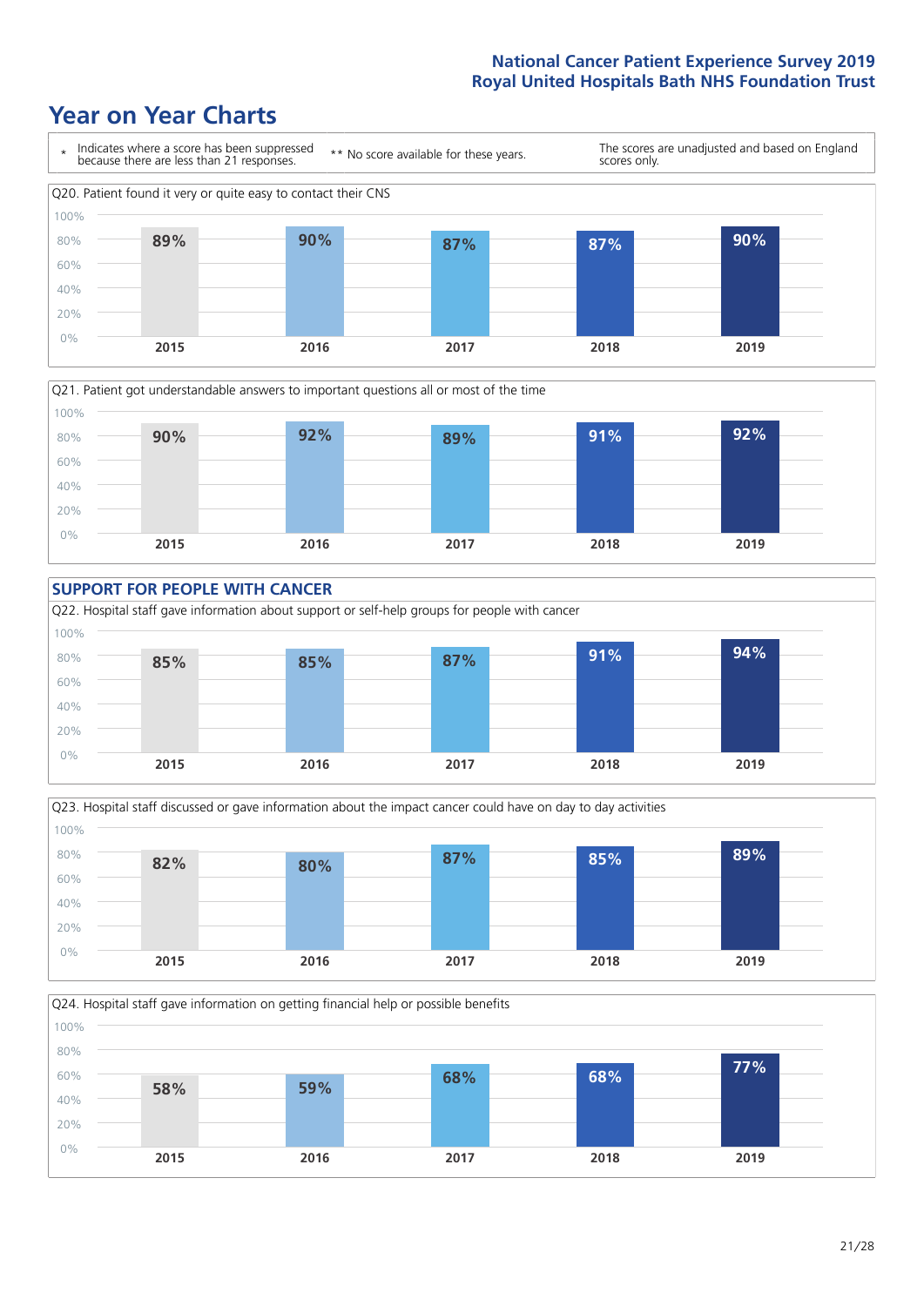# Year on Year Charts

\* Indicates where a score has been suppressed because there are less than 21 responses.

** No score available for these years.

The scores are unadjusted and based on England scores only.

Q20. Patient found it very or quite easy to contact their CNS

| 2015 | 2016 | 2017 | 2018 | 2019 |
|---|---|---|---|---|
| 89% | 90% | 87% | 87% | 90% |

Q21. Patient got understandable answers to important questions all or most of the time

| 2015 | 2016 | 2017 | 2018 | 2019 |
|---|---|---|---|---|
| 90% | 92% | 89% | 91% | 92% |

## SUPPORT FOR PEOPLE WITH CANCER

Q22. Hospital staff gave information about support or self-help groups for people with cancer

| 2015 | 2016 | 2017 | 2018 | 2019 |
|---|---|---|---|---|
| 85% | 85% | 87% | 91% | 94% |

Q23. Hospital staff discussed or gave information about the impact cancer could have on day to day activities

| 2015 | 2016 | 2017 | 2018 | 2019 |
|---|---|---|---|---|
| 82% | 80% | 87% | 85% | 89% |

Q24. Hospital staff gave information on getting financial help or possible benefits

| 2015 | 2016 | 2017 | 2018 | 2019 |
|---|---|---|---|---|
| 58% | 59% | 68% | 68% | 77% |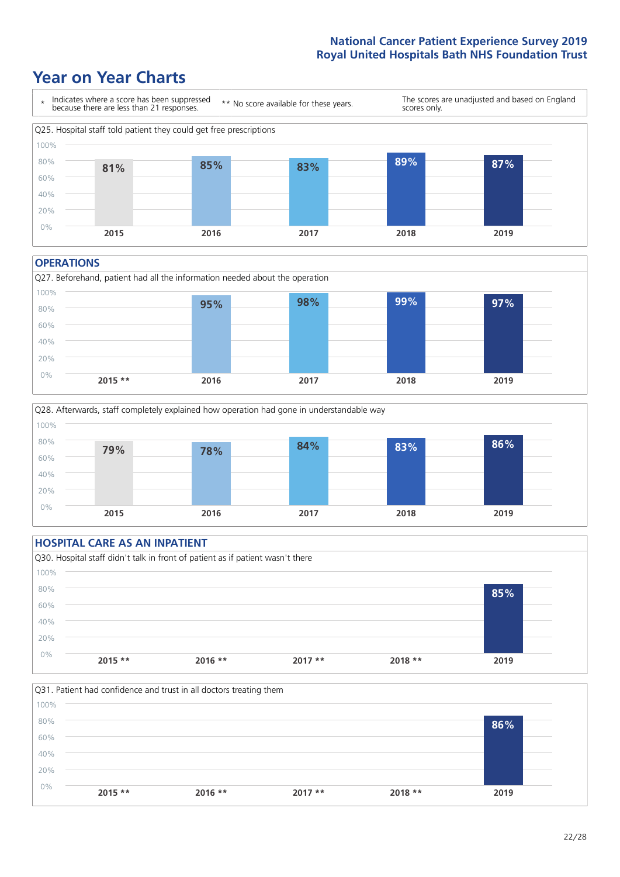# Year on Year Charts

\* Indicates where a score has been suppressed because there are less than 21 responses.

** No score available for these years.

The scores are unadjusted and based on England scores only.

Q25. Hospital staff told patient they could get free prescriptions

| 2015 | 2016 | 2017 | 2018 | 2019 |
|---|---|---|---|---|
| 81% | 85% | 83% | 89% | 87% |

## OPERATIONS

Q27. Beforehand, patient had all the information needed about the operation

| 2015 ** | 2016 | 2017 | 2018 | 2019 |
|---|---|---|---|---|
| | 95% | 98% | 99% | 97% |

Q28. Afterwards, staff completely explained how operation had gone in understandable way

| 2015 | 2016 | 2017 | 2018 | 2019 |
|---|---|---|---|---|
| 79% | 78% | 84% | 83% | 86% |

## HOSPITAL CARE AS AN INPATIENT

Q30. Hospital staff didn't talk in front of patient as if patient wasn't there

| 2015 ** | 2016 ** | 2017 ** | 2018 ** | 2019 |
|---|---|---|---|---|
| | | | | 85% |

Q31. Patient had confidence and trust in all doctors treating them

| 2015 ** | 2016 ** | 2017 ** | 2018 ** | 2019 |
|---|---|---|---|---|
| | | | | 86% |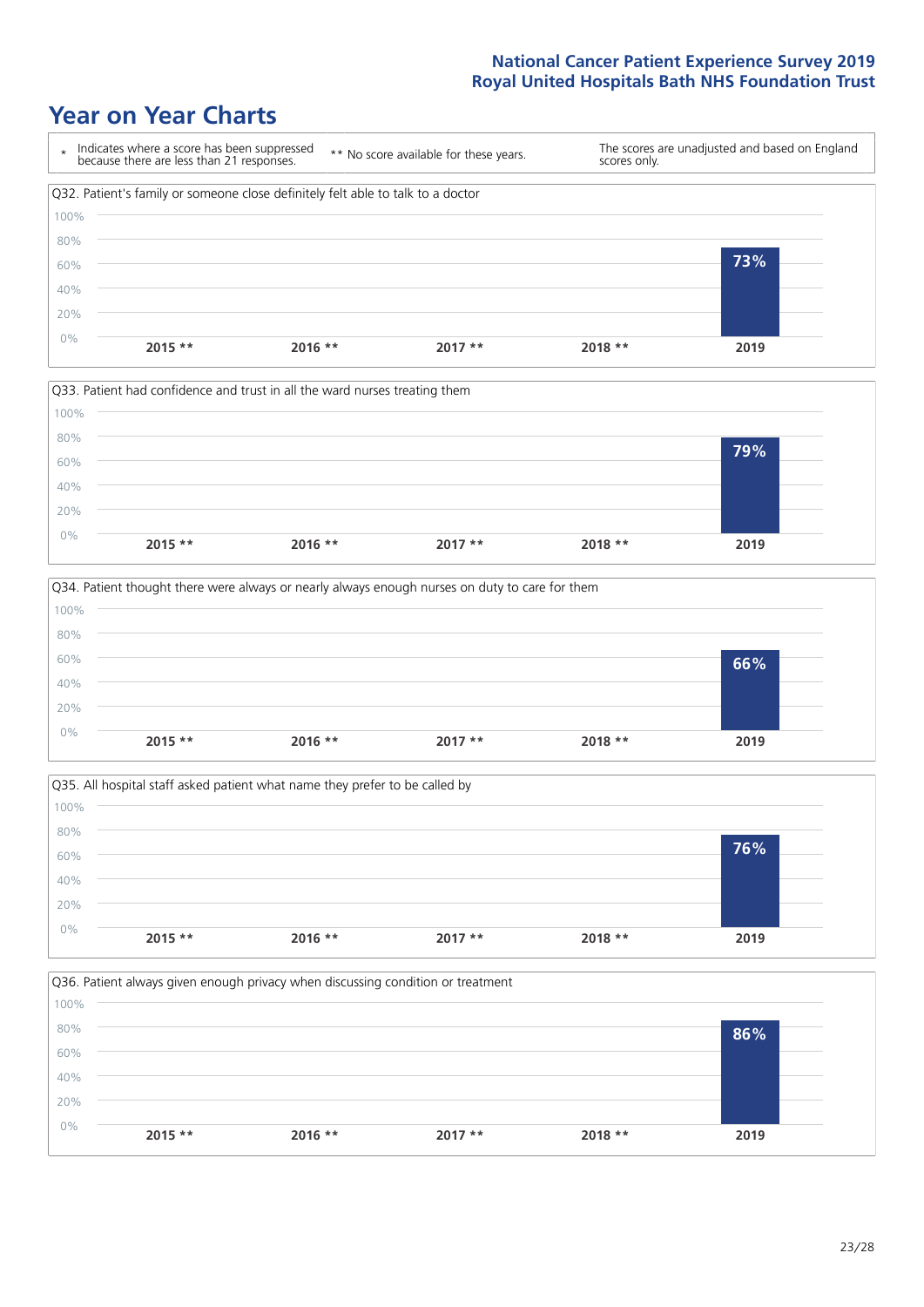# Year on Year Charts

| * | Indicates where a score has been suppressed because there are less than 21 responses. | ** | No score available for these years. | The scores are unadjusted and based on England scores only. |
|---|---|---|---|---|

### Q32. Patient's family or someone close definitely felt able to talk to a doctor

| 2015 ** | 2016 ** | 2017 ** | 2018 ** | 2019 |
|---|---|---|---|---|
| | | | | 73% |

### Q33. Patient had confidence and trust in all the ward nurses treating them

| 2015 ** | 2016 ** | 2017 ** | 2018 ** | 2019 |
|---|---|---|---|---|
| | | | | 79% |

### Q34. Patient thought there were always or nearly always enough nurses on duty to care for them

| 2015 ** | 2016 ** | 2017 ** | 2018 ** | 2019 |
|---|---|---|---|---|
| | | | | 66% |

### Q35. All hospital staff asked patient what name they prefer to be called by

| 2015 ** | 2016 ** | 2017 ** | 2018 ** | 2019 |
|---|---|---|---|---|
| | | | | 76% |

### Q36. Patient always given enough privacy when discussing condition or treatment

| 2015 ** | 2016 ** | 2017 ** | 2018 ** | 2019 |
|---|---|---|---|---|
| | | | | 86% |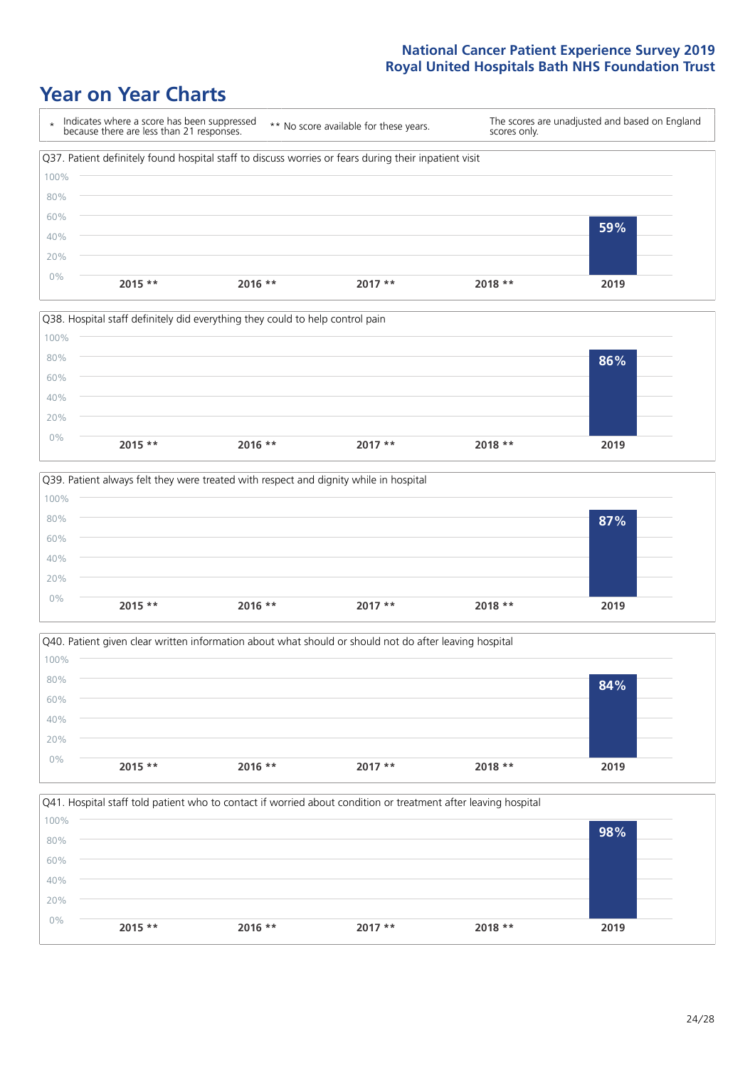# Year on Year Charts

| * Indicates where a score has been suppressed because there are less than 21 responses. | ** No score available for these years. | The scores are unadjusted and based on England scores only. |
|---|---|---|

Q37. Patient definitely found hospital staff to discuss worries or fears during their inpatient visit

| 2015 ** | 2016 ** | 2017 ** | 2018 ** | 2019 |
|---|---|---|---|---|
| | | | | 59% |

Q38. Hospital staff definitely did everything they could to help control pain

| 2015 ** | 2016 ** | 2017 ** | 2018 ** | 2019 |
|---|---|---|---|---|
| | | | | 86% |

Q39. Patient always felt they were treated with respect and dignity while in hospital

| 2015 ** | 2016 ** | 2017 ** | 2018 ** | 2019 |
|---|---|---|---|---|
| | | | | 87% |

Q40. Patient given clear written information about what should or should not do after leaving hospital

| 2015 ** | 2016 ** | 2017 ** | 2018 ** | 2019 |
|---|---|---|---|---|
| | | | | 84% |

Q41. Hospital staff told patient who to contact if worried about condition or treatment after leaving hospital

| 2015 ** | 2016 ** | 2017 ** | 2018 ** | 2019 |
|---|---|---|---|---|
| | | | | 98% |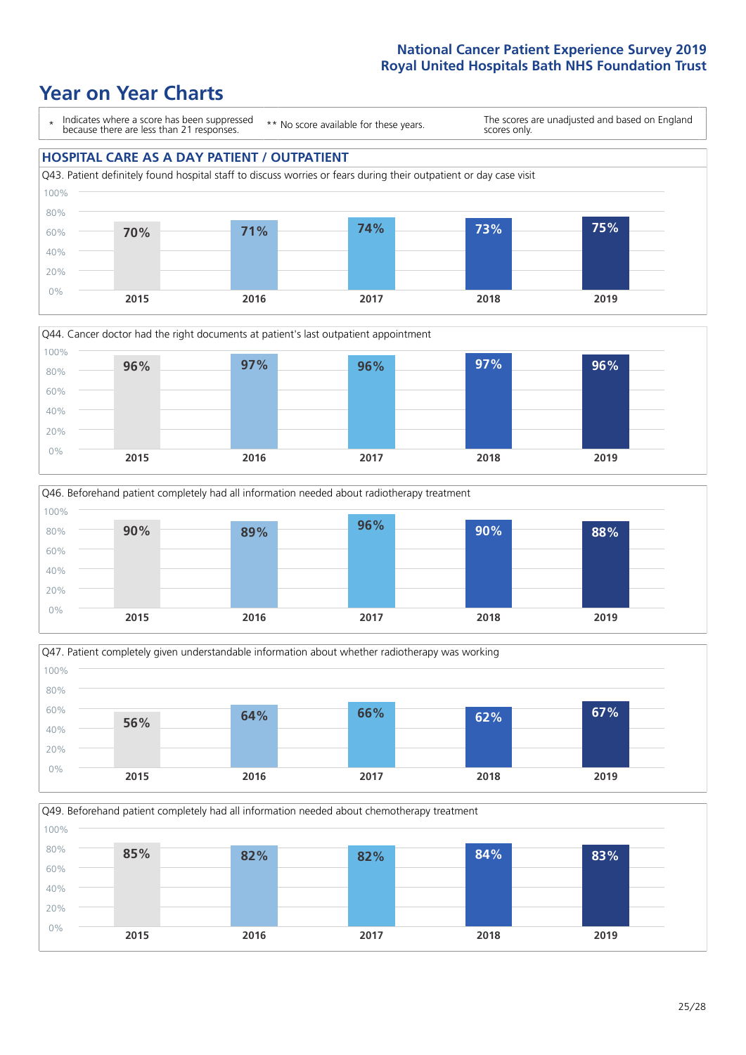# Year on Year Charts

\* Indicates where a score has been suppressed because there are less than 21 responses.

** No score available for these years.

The scores are unadjusted and based on England scores only.

## HOSPITAL CARE AS A DAY PATIENT / OUTPATIENT

Q43. Patient definitely found hospital staff to discuss worries or fears during their outpatient or day case visit

| 2015 | 2016 | 2017 | 2018 | 2019 |
|---|---|---|---|---|
| 70% | 71% | 74% | 73% | 75% |

Q44. Cancer doctor had the right documents at patient's last outpatient appointment

| 2015 | 2016 | 2017 | 2018 | 2019 |
|---|---|---|---|---|
| 96% | 97% | 96% | 97% | 96% |

Q46. Beforehand patient completely had all information needed about radiotherapy treatment

| 2015 | 2016 | 2017 | 2018 | 2019 |
|---|---|---|---|---|
| 90% | 89% | 96% | 90% | 88% |

Q47. Patient completely given understandable information about whether radiotherapy was working

| 2015 | 2016 | 2017 | 2018 | 2019 |
|---|---|---|---|---|
| 56% | 64% | 66% | 62% | 67% |

Q49. Beforehand patient completely had all information needed about chemotherapy treatment

| 2015 | 2016 | 2017 | 2018 | 2019 |
|---|---|---|---|---|
| 85% | 82% | 82% | 84% | 83% |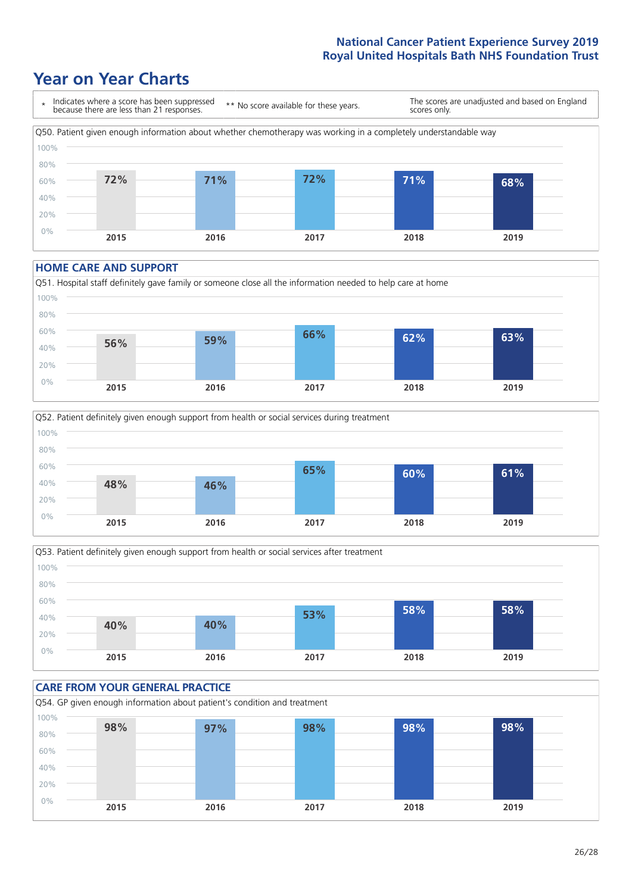## Year on Year Charts

\* Indicates where a score has been suppressed because there are less than 21 responses.

\*\* No score available for these years.

The scores are unadjusted and based on England scores only.

Q50. Patient given enough information about whether chemotherapy was working in a completely understandable way

| 2015 | 2016 | 2017 | 2018 | 2019 |
|---|---|---|---|---|
| 72% | 71% | 72% | 71% | 68% |

### HOME CARE AND SUPPORT

Q51. Hospital staff definitely gave family or someone close all the information needed to help care at home

| 2015 | 2016 | 2017 | 2018 | 2019 |
|---|---|---|---|---|
| 56% | 59% | 66% | 62% | 63% |

Q52. Patient definitely given enough support from health or social services during treatment

| 2015 | 2016 | 2017 | 2018 | 2019 |
|---|---|---|---|---|
| 48% | 46% | 65% | 60% | 61% |

Q53. Patient definitely given enough support from health or social services after treatment

| 2015 | 2016 | 2017 | 2018 | 2019 |
|---|---|---|---|---|
| 40% | 40% | 53% | 58% | 58% |

### CARE FROM YOUR GENERAL PRACTICE

Q54. GP given enough information about patient's condition and treatment

| 2015 | 2016 | 2017 | 2018 | 2019 |
|---|---|---|---|---|
| 98% | 97% | 98% | 98% | 98% |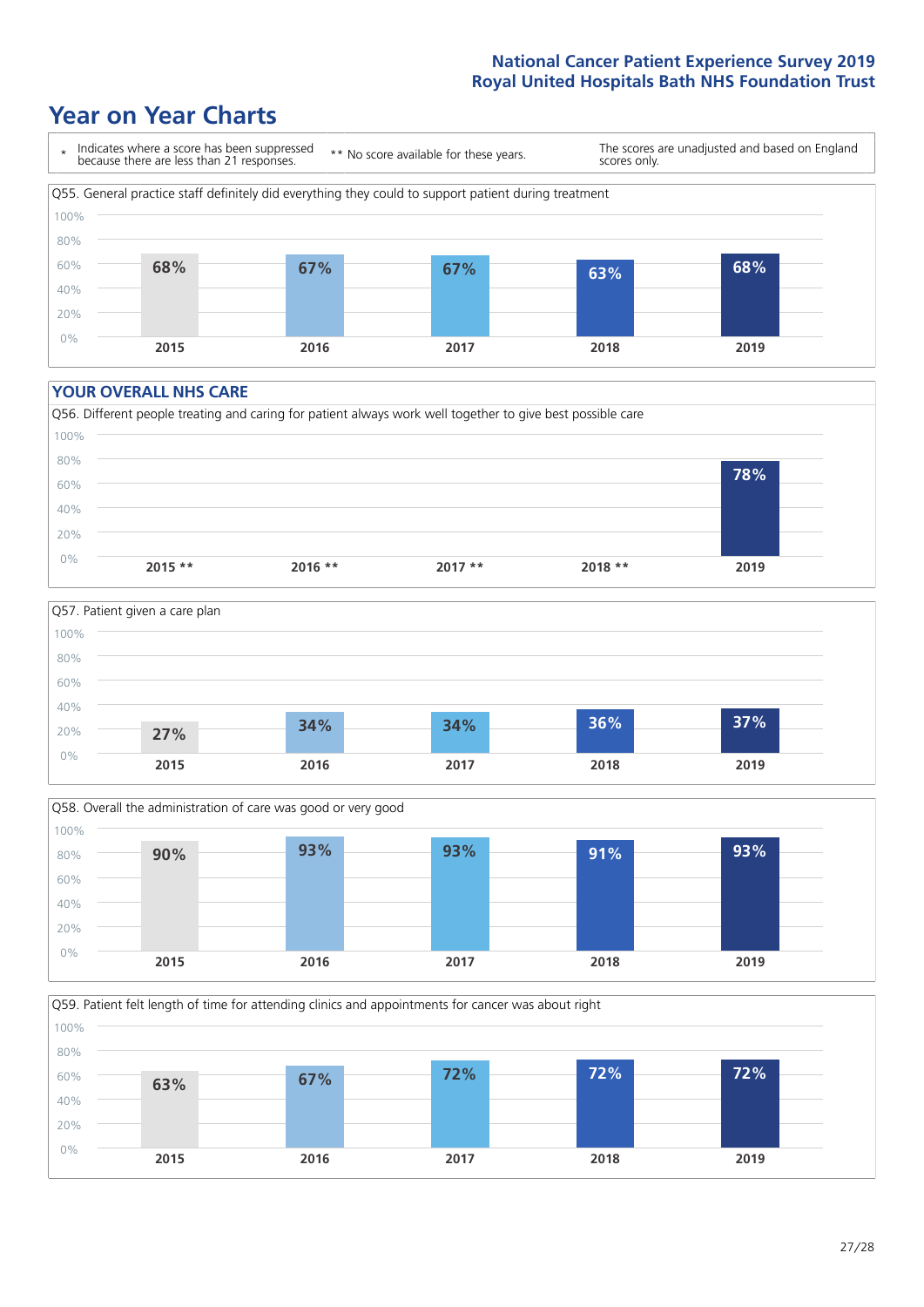# Year on Year Charts

\* Indicates where a score has been suppressed because there are less than 21 responses. ** No score available for these years. The scores are unadjusted and based on England scores only.

Q55. General practice staff definitely did everything they could to support patient during treatment

| 2015 | 2016 | 2017 | 2018 | 2019 |
|---|---|---|---|---|
| 68% | 67% | 67% | 63% | 68% |

## YOUR OVERALL NHS CARE

Q56. Different people treating and caring for patient always work well together to give best possible care

| 2015 ** | 2016 ** | 2017 ** | 2018 ** | 2019 |
|---|---|---|---|---|
| | | | | 78% |

Q57. Patient given a care plan

| 2015 | 2016 | 2017 | 2018 | 2019 |
|---|---|---|---|---|
| 27% | 34% | 34% | 36% | 37% |

Q58. Overall the administration of care was good or very good

| 2015 | 2016 | 2017 | 2018 | 2019 |
|---|---|---|---|---|
| 90% | 93% | 93% | 91% | 93% |

Q59. Patient felt length of time for attending clinics and appointments for cancer was about right

| 2015 | 2016 | 2017 | 2018 | 2019 |
|---|---|---|---|---|
| 63% | 67% | 72% | 72% | 72% |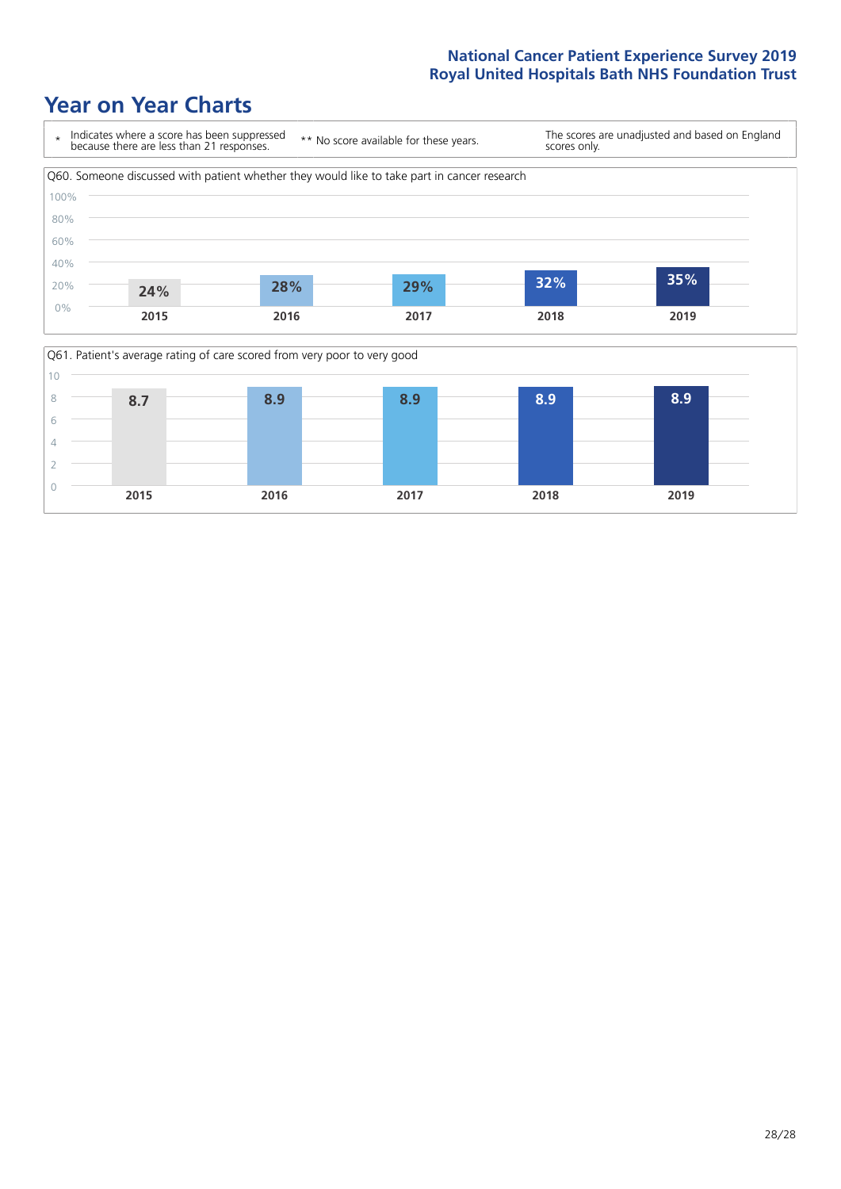# Year on Year Charts

\* Indicates where a score has been suppressed because there are less than 21 responses.

** No score available for these years.

The scores are unadjusted and based on England scores only.

Q60. Someone discussed with patient whether they would like to take part in cancer research

100%
80%
60%
40%
20%
0%

24% 2015
28% 2016
29% 2017
32% 2018
35% 2019

Q61. Patient's average rating of care scored from very poor to very good

10
8
6
4
2
0

8.7 2015
8.9 2016
8.9 2017
8.9 2018
8.9 2019